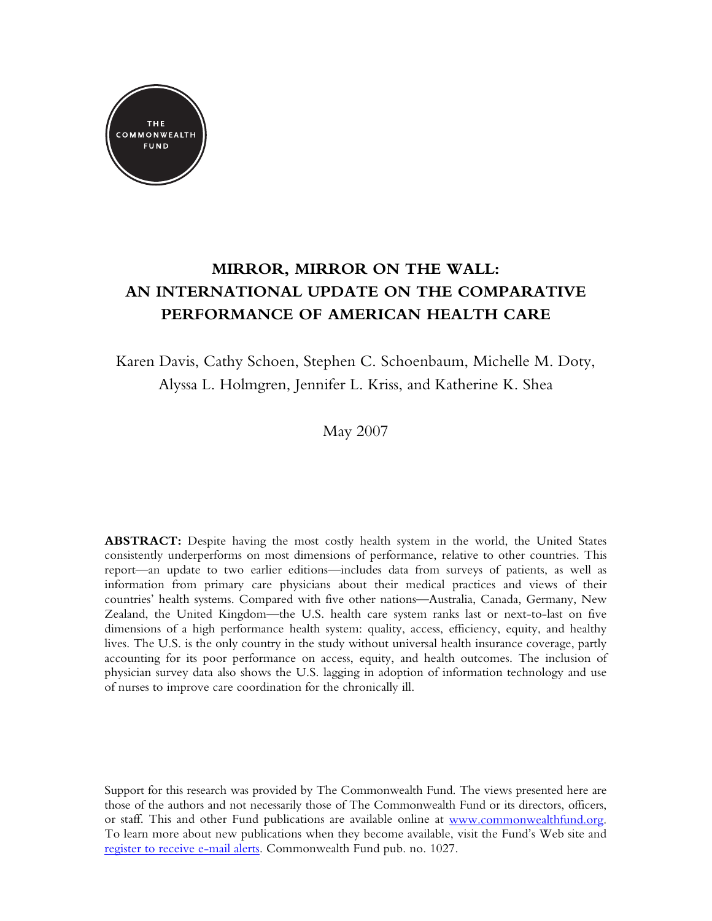THE COMMONWEALTH FUND

# MIRROR, MIRROR ON THE WALL: AN INTERNATIONAL UPDATE ON THE COMPARATIVE PERFORMANCE OF AMERICAN HEALTH CARE

Karen Davis, Cathy Schoen, Stephen C. Schoenbaum, Michelle M. Doty, Alyssa L. Holmgren, Jennifer L. Kriss, and Katherine K. Shea

May 2007

**ABSTRACT:** Despite having the most costly health system in the world, the United States consistently underperforms on most dimensions of performance, relative to other countries. This report—an update to two earlier editions—includes data from surveys of patients, as well as information from primary care physicians about their medical practices and views of their countries' health systems. Compared with five other nations—Australia, Canada, Germany, New Zealand, the United Kingdom—the U.S. health care system ranks last or next-to-last on five dimensions of a high performance health system: quality, access, efficiency, equity, and healthy lives. The U.S. is the only country in the study without universal health insurance coverage, partly accounting for its poor performance on access, equity, and health outcomes. The inclusion of physician survey data also shows the U.S. lagging in adoption of information technology and use of nurses to improve care coordination for the chronically ill.

Support for this research was provided by The Commonwealth Fund. The views presented here are those of the authors and not necessarily those of The Commonwealth Fund or its directors, officers, or staff. This and other Fund publications are available online at www.commonwealthfund.org. To learn more about new publications when they become available, visit the Fund's Web site and register to receive e-mail alerts. Commonwealth Fund pub. no. 1027.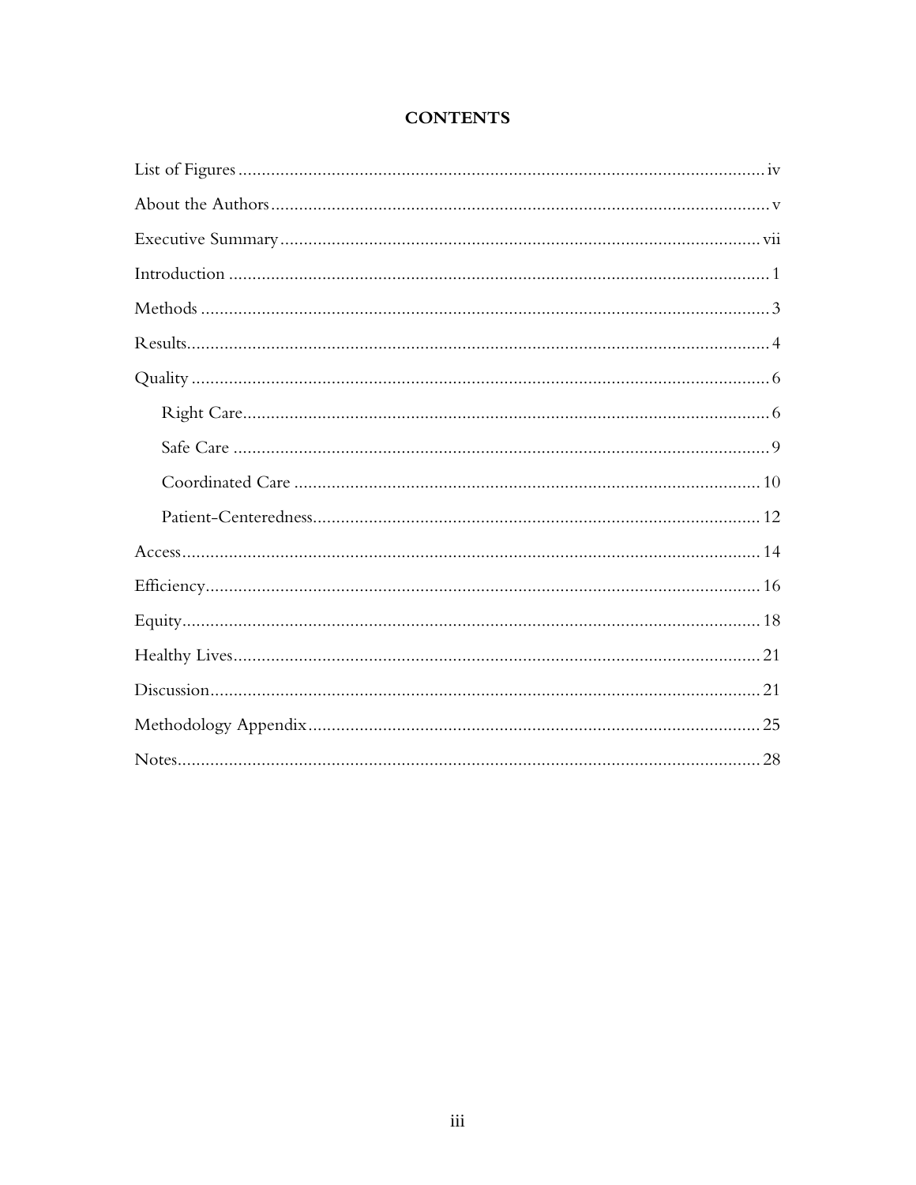# CONTENTS

List of Figures .................................................................................................................. iv

About the Authors ............................................................................................................. v

Executive Summary ......................................................................................................... vii

Introduction ........................................................................................................................ 1

Methods .............................................................................................................................. 3

Results ................................................................................................................................. 4

Quality ................................................................................................................................. 6

- Right Care ...................................................................................................................... 6
- Safe Care ....................................................................................................................... 9
- Coordinated Care ....................................................................................................... 10
- Patient-Centeredness ................................................................................................. 12

Access ................................................................................................................................ 14

Efficiency .......................................................................................................................... 16

Equity ................................................................................................................................ 18

Healthy Lives .................................................................................................................... 21

Discussion ......................................................................................................................... 21

Methodology Appendix .................................................................................................... 25

Notes .................................................................................................................................. 28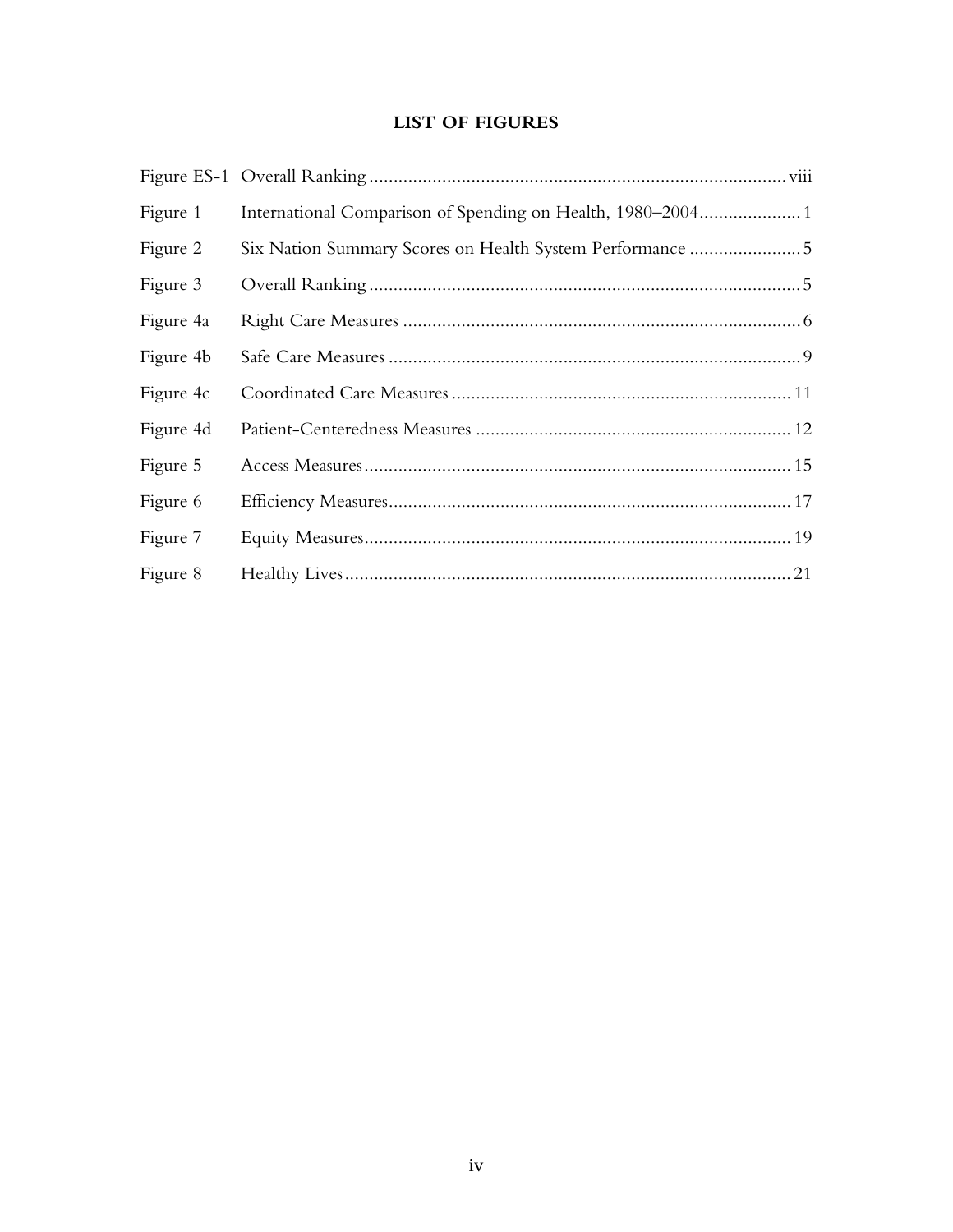## LIST OF FIGURES

| | | |
|---|---|---|
| Figure ES-1 | Overall Ranking | viii |
| Figure 1 | International Comparison of Spending on Health, 1980–2004 | 1 |
| Figure 2 | Six Nation Summary Scores on Health System Performance | 5 |
| Figure 3 | Overall Ranking | 5 |
| Figure 4a | Right Care Measures | 6 |
| Figure 4b | Safe Care Measures | 9 |
| Figure 4c | Coordinated Care Measures | 11 |
| Figure 4d | Patient-Centeredness Measures | 12 |
| Figure 5 | Access Measures | 15 |
| Figure 6 | Efficiency Measures | 17 |
| Figure 7 | Equity Measures | 19 |
| Figure 8 | Healthy Lives | 21 |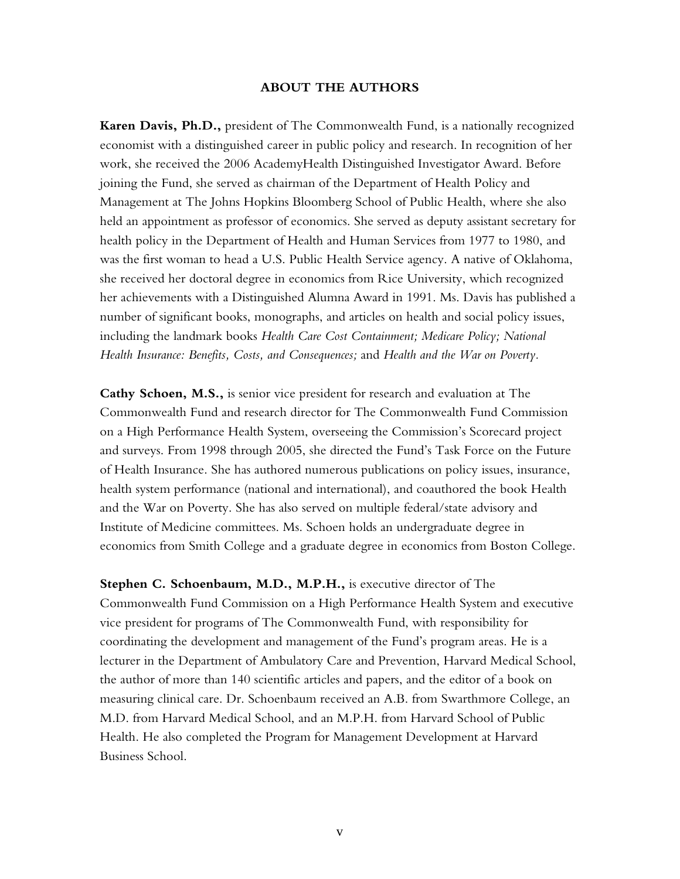## ABOUT THE AUTHORS

**Karen Davis, Ph.D.,** president of The Commonwealth Fund, is a nationally recognized economist with a distinguished career in public policy and research. In recognition of her work, she received the 2006 AcademyHealth Distinguished Investigator Award. Before joining the Fund, she served as chairman of the Department of Health Policy and Management at The Johns Hopkins Bloomberg School of Public Health, where she also held an appointment as professor of economics. She served as deputy assistant secretary for health policy in the Department of Health and Human Services from 1977 to 1980, and was the first woman to head a U.S. Public Health Service agency. A native of Oklahoma, she received her doctoral degree in economics from Rice University, which recognized her achievements with a Distinguished Alumna Award in 1991. Ms. Davis has published a number of significant books, monographs, and articles on health and social policy issues, including the landmark books *Health Care Cost Containment; Medicare Policy; National Health Insurance: Benefits, Costs, and Consequences;* and *Health and the War on Poverty*.

**Cathy Schoen, M.S.,** is senior vice president for research and evaluation at The Commonwealth Fund and research director for The Commonwealth Fund Commission on a High Performance Health System, overseeing the Commission's Scorecard project and surveys. From 1998 through 2005, she directed the Fund's Task Force on the Future of Health Insurance. She has authored numerous publications on policy issues, insurance, health system performance (national and international), and coauthored the book Health and the War on Poverty. She has also served on multiple federal/state advisory and Institute of Medicine committees. Ms. Schoen holds an undergraduate degree in economics from Smith College and a graduate degree in economics from Boston College.

**Stephen C. Schoenbaum, M.D., M.P.H.,** is executive director of The Commonwealth Fund Commission on a High Performance Health System and executive vice president for programs of The Commonwealth Fund, with responsibility for coordinating the development and management of the Fund's program areas. He is a lecturer in the Department of Ambulatory Care and Prevention, Harvard Medical School, the author of more than 140 scientific articles and papers, and the editor of a book on measuring clinical care. Dr. Schoenbaum received an A.B. from Swarthmore College, an M.D. from Harvard Medical School, and an M.P.H. from Harvard School of Public Health. He also completed the Program for Management Development at Harvard Business School.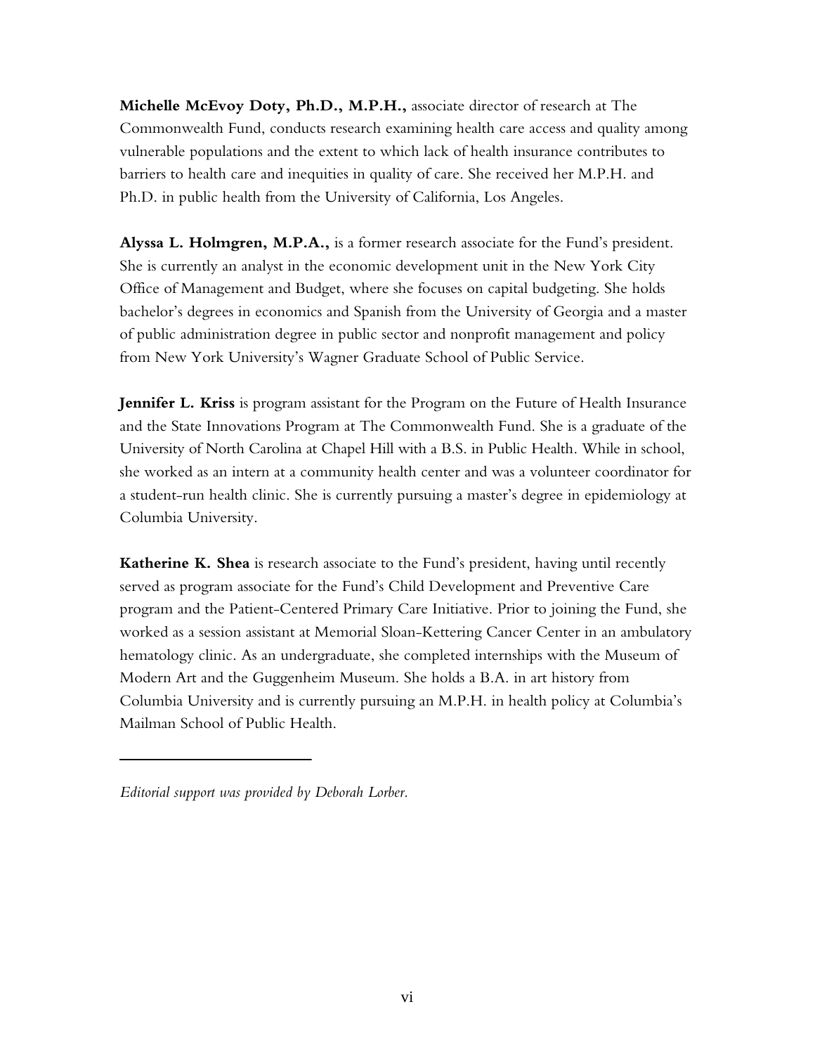**Michelle McEvoy Doty, Ph.D., M.P.H.,** associate director of research at The Commonwealth Fund, conducts research examining health care access and quality among vulnerable populations and the extent to which lack of health insurance contributes to barriers to health care and inequities in quality of care. She received her M.P.H. and Ph.D. in public health from the University of California, Los Angeles.

**Alyssa L. Holmgren, M.P.A.,** is a former research associate for the Fund's president. She is currently an analyst in the economic development unit in the New York City Office of Management and Budget, where she focuses on capital budgeting. She holds bachelor's degrees in economics and Spanish from the University of Georgia and a master of public administration degree in public sector and nonprofit management and policy from New York University's Wagner Graduate School of Public Service.

**Jennifer L. Kriss** is program assistant for the Program on the Future of Health Insurance and the State Innovations Program at The Commonwealth Fund. She is a graduate of the University of North Carolina at Chapel Hill with a B.S. in Public Health. While in school, she worked as an intern at a community health center and was a volunteer coordinator for a student-run health clinic. She is currently pursuing a master's degree in epidemiology at Columbia University.

**Katherine K. Shea** is research associate to the Fund's president, having until recently served as program associate for the Fund's Child Development and Preventive Care program and the Patient-Centered Primary Care Initiative. Prior to joining the Fund, she worked as a session assistant at Memorial Sloan-Kettering Cancer Center in an ambulatory hematology clinic. As an undergraduate, she completed internships with the Museum of Modern Art and the Guggenheim Museum. She holds a B.A. in art history from Columbia University and is currently pursuing an M.P.H. in health policy at Columbia's Mailman School of Public Health.

---

*Editorial support was provided by Deborah Lorber.*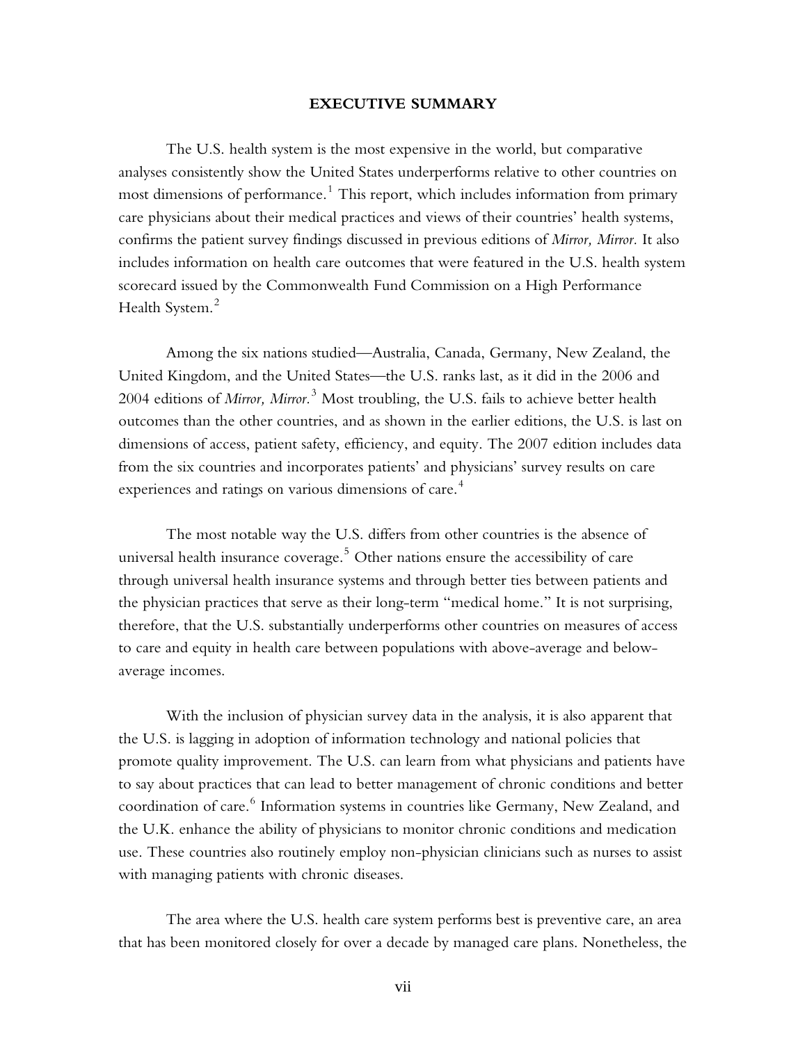## EXECUTIVE SUMMARY

The U.S. health system is the most expensive in the world, but comparative analyses consistently show the United States underperforms relative to other countries on most dimensions of performance.[1] This report, which includes information from primary care physicians about their medical practices and views of their countries' health systems, confirms the patient survey findings discussed in previous editions of *Mirror, Mirror*. It also includes information on health care outcomes that were featured in the U.S. health system scorecard issued by the Commonwealth Fund Commission on a High Performance Health System.[2]

Among the six nations studied—Australia, Canada, Germany, New Zealand, the United Kingdom, and the United States—the U.S. ranks last, as it did in the 2006 and 2004 editions of *Mirror, Mirror*.[3] Most troubling, the U.S. fails to achieve better health outcomes than the other countries, and as shown in the earlier editions, the U.S. is last on dimensions of access, patient safety, efficiency, and equity. The 2007 edition includes data from the six countries and incorporates patients' and physicians' survey results on care experiences and ratings on various dimensions of care.[4]

The most notable way the U.S. differs from other countries is the absence of universal health insurance coverage.[5] Other nations ensure the accessibility of care through universal health insurance systems and through better ties between patients and the physician practices that serve as their long-term "medical home." It is not surprising, therefore, that the U.S. substantially underperforms other countries on measures of access to care and equity in health care between populations with above-average and below-average incomes.

With the inclusion of physician survey data in the analysis, it is also apparent that the U.S. is lagging in adoption of information technology and national policies that promote quality improvement. The U.S. can learn from what physicians and patients have to say about practices that can lead to better management of chronic conditions and better coordination of care.[6] Information systems in countries like Germany, New Zealand, and the U.K. enhance the ability of physicians to monitor chronic conditions and medication use. These countries also routinely employ non-physician clinicians such as nurses to assist with managing patients with chronic diseases.

The area where the U.S. health care system performs best is preventive care, an area that has been monitored closely for over a decade by managed care plans. Nonetheless, the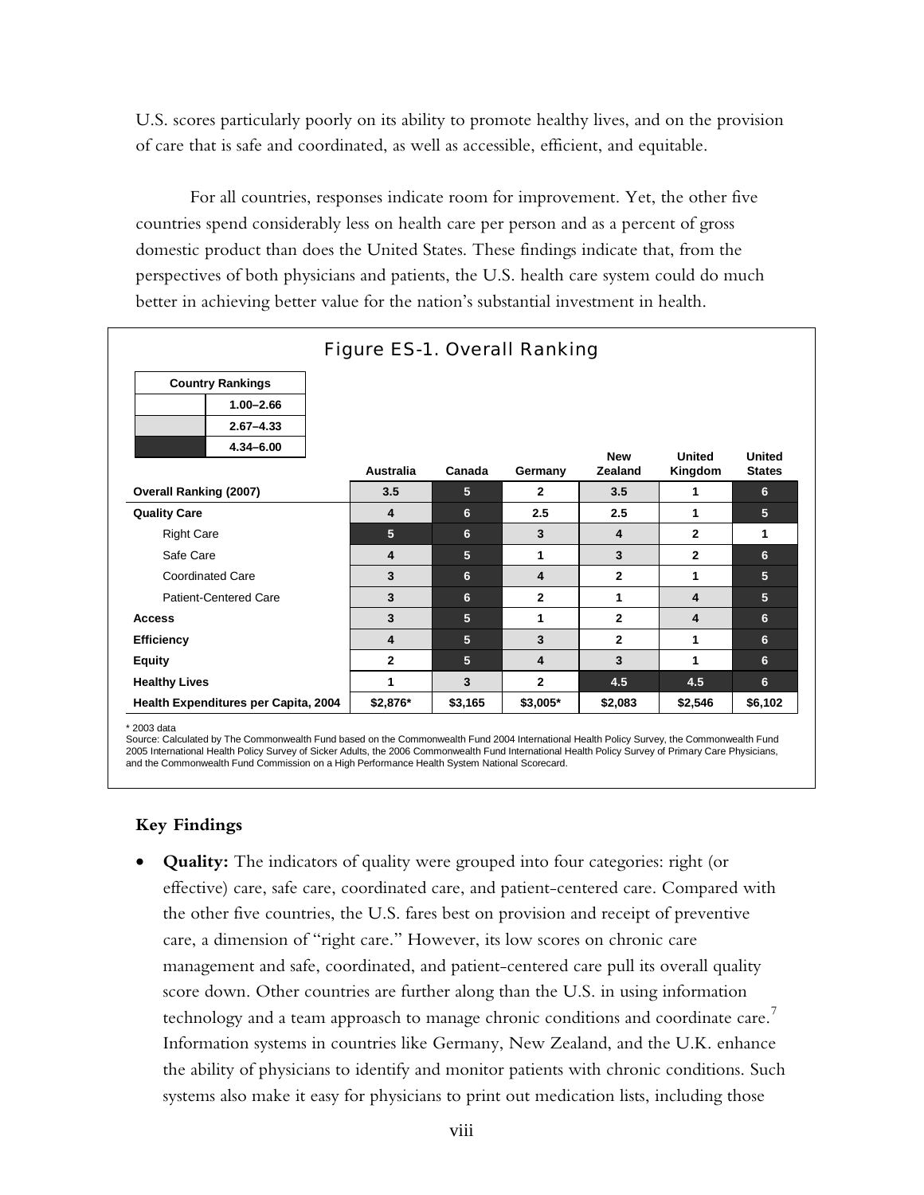U.S. scores particularly poorly on its ability to promote healthy lives, and on the provision of care that is safe and coordinated, as well as accessible, efficient, and equitable.

For all countries, responses indicate room for improvement. Yet, the other five countries spend considerably less on health care per person and as a percent of gross domestic product than does the United States. These findings indicate that, from the perspectives of both physicians and patients, the U.S. health care system could do much better in achieving better value for the nation's substantial investment in health.

**Figure ES-1. Overall Ranking**

| Country Rankings | |
|---|---|
| (white) | 1.00–2.66 |
| (light gray) | 2.67–4.33 |
| (dark) | 4.34–6.00 |

| | Australia | Canada | Germany | New Zealand | United Kingdom | United States |
|---|---|---|---|---|---|---|
| **Overall Ranking (2007)** | 3.5 | 5 | 2 | 3.5 | 1 | 6 |
| **Quality Care** | 4 | 6 | 2.5 | 2.5 | 1 | 5 |
| Right Care | 5 | 6 | 3 | 4 | 2 | 1 |
| Safe Care | 4 | 5 | 1 | 3 | 2 | 6 |
| Coordinated Care | 3 | 6 | 4 | 2 | 1 | 5 |
| Patient-Centered Care | 3 | 6 | 2 | 1 | 4 | 5 |
| **Access** | 3 | 5 | 1 | 2 | 4 | 6 |
| **Efficiency** | 4 | 5 | 3 | 2 | 1 | 6 |
| **Equity** | 2 | 5 | 4 | 3 | 1 | 6 |
| **Healthy Lives** | 1 | 3 | 2 | 4.5 | 4.5 | 6 |
| **Health Expenditures per Capita, 2004** | $2,876* | $3,165 | $3,005* | $2,083 | $2,546 | $6,102 |

\* 2003 data

Source: Calculated by The Commonwealth Fund based on the Commonwealth Fund 2004 International Health Policy Survey, the Commonwealth Fund 2005 International Health Policy Survey of Sicker Adults, the 2006 Commonwealth Fund International Health Policy Survey of Primary Care Physicians, and the Commonwealth Fund Commission on a High Performance Health System National Scorecard.

### Key Findings

- **Quality:** The indicators of quality were grouped into four categories: right (or effective) care, safe care, coordinated care, and patient-centered care. Compared with the other five countries, the U.S. fares best on provision and receipt of preventive care, a dimension of "right care." However, its low scores on chronic care management and safe, coordinated, and patient-centered care pull its overall quality score down. Other countries are further along than the U.S. in using information technology and a team approasch to manage chronic conditions and coordinate care.[7] Information systems in countries like Germany, New Zealand, and the U.K. enhance the ability of physicians to identify and monitor patients with chronic conditions. Such systems also make it easy for physicians to print out medication lists, including those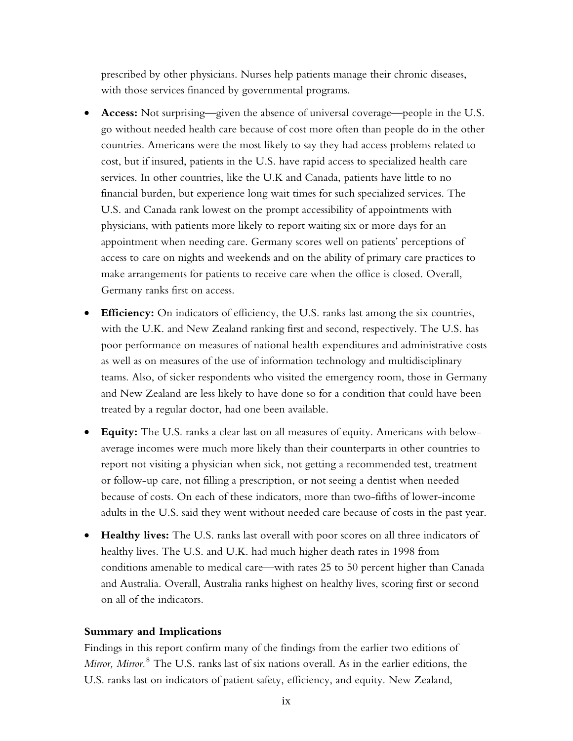prescribed by other physicians. Nurses help patients manage their chronic diseases, with those services financed by governmental programs.

- **Access:** Not surprising—given the absence of universal coverage—people in the U.S. go without needed health care because of cost more often than people do in the other countries. Americans were the most likely to say they had access problems related to cost, but if insured, patients in the U.S. have rapid access to specialized health care services. In other countries, like the U.K and Canada, patients have little to no financial burden, but experience long wait times for such specialized services. The U.S. and Canada rank lowest on the prompt accessibility of appointments with physicians, with patients more likely to report waiting six or more days for an appointment when needing care. Germany scores well on patients' perceptions of access to care on nights and weekends and on the ability of primary care practices to make arrangements for patients to receive care when the office is closed. Overall, Germany ranks first on access.

- **Efficiency:** On indicators of efficiency, the U.S. ranks last among the six countries, with the U.K. and New Zealand ranking first and second, respectively. The U.S. has poor performance on measures of national health expenditures and administrative costs as well as on measures of the use of information technology and multidisciplinary teams. Also, of sicker respondents who visited the emergency room, those in Germany and New Zealand are less likely to have done so for a condition that could have been treated by a regular doctor, had one been available.

- **Equity:** The U.S. ranks a clear last on all measures of equity. Americans with below-average incomes were much more likely than their counterparts in other countries to report not visiting a physician when sick, not getting a recommended test, treatment or follow-up care, not filling a prescription, or not seeing a dentist when needed because of costs. On each of these indicators, more than two-fifths of lower-income adults in the U.S. said they went without needed care because of costs in the past year.

- **Healthy lives:** The U.S. ranks last overall with poor scores on all three indicators of healthy lives. The U.S. and U.K. had much higher death rates in 1998 from conditions amenable to medical care—with rates 25 to 50 percent higher than Canada and Australia. Overall, Australia ranks highest on healthy lives, scoring first or second on all of the indicators.

**Summary and Implications**

Findings in this report confirm many of the findings from the earlier two editions of *Mirror, Mirror.*[8] The U.S. ranks last of six nations overall. As in the earlier editions, the U.S. ranks last on indicators of patient safety, efficiency, and equity. New Zealand,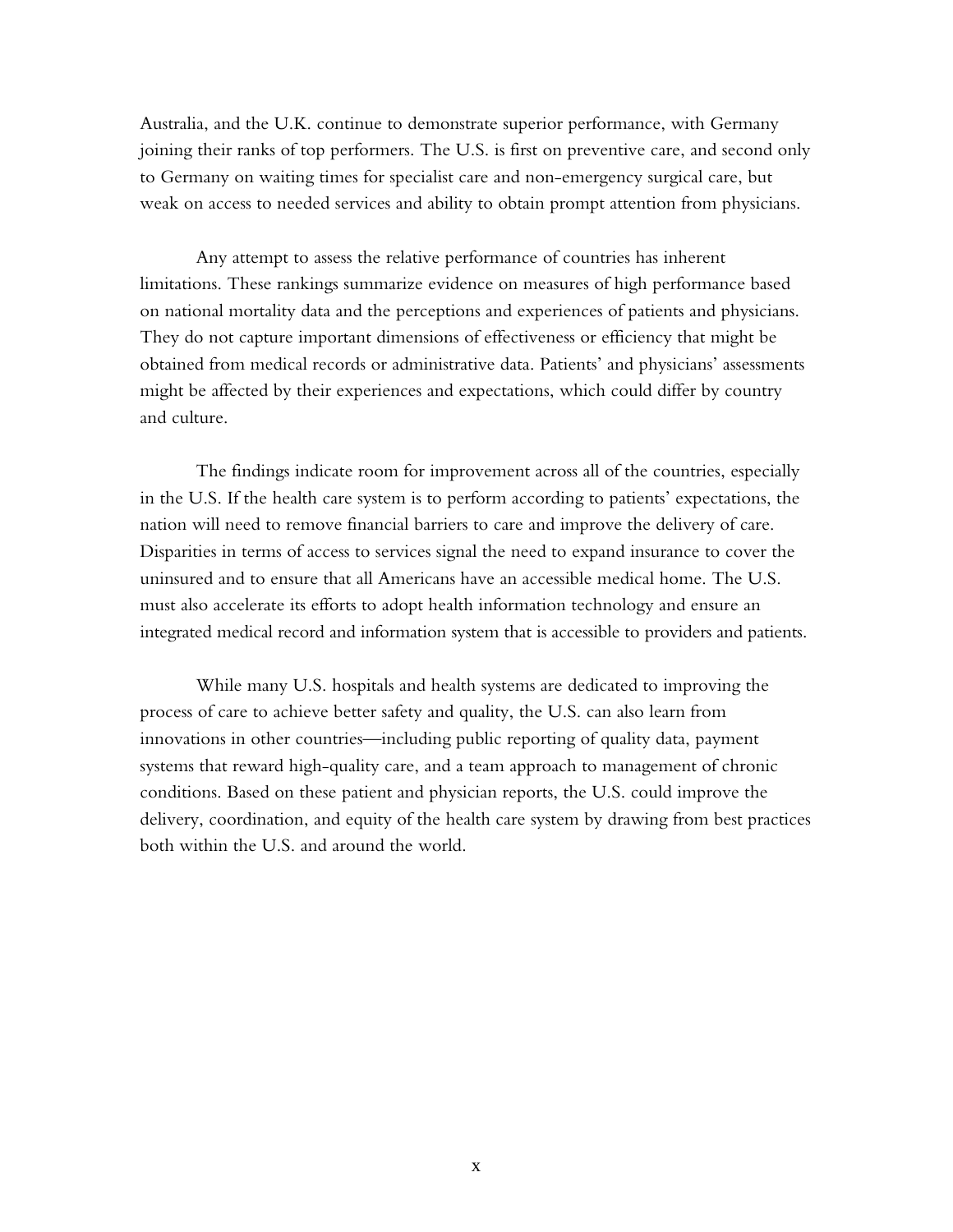Australia, and the U.K. continue to demonstrate superior performance, with Germany joining their ranks of top performers. The U.S. is first on preventive care, and second only to Germany on waiting times for specialist care and non-emergency surgical care, but weak on access to needed services and ability to obtain prompt attention from physicians.

Any attempt to assess the relative performance of countries has inherent limitations. These rankings summarize evidence on measures of high performance based on national mortality data and the perceptions and experiences of patients and physicians. They do not capture important dimensions of effectiveness or efficiency that might be obtained from medical records or administrative data. Patients' and physicians' assessments might be affected by their experiences and expectations, which could differ by country and culture.

The findings indicate room for improvement across all of the countries, especially in the U.S. If the health care system is to perform according to patients' expectations, the nation will need to remove financial barriers to care and improve the delivery of care. Disparities in terms of access to services signal the need to expand insurance to cover the uninsured and to ensure that all Americans have an accessible medical home. The U.S. must also accelerate its efforts to adopt health information technology and ensure an integrated medical record and information system that is accessible to providers and patients.

While many U.S. hospitals and health systems are dedicated to improving the process of care to achieve better safety and quality, the U.S. can also learn from innovations in other countries—including public reporting of quality data, payment systems that reward high-quality care, and a team approach to management of chronic conditions. Based on these patient and physician reports, the U.S. could improve the delivery, coordination, and equity of the health care system by drawing from best practices both within the U.S. and around the world.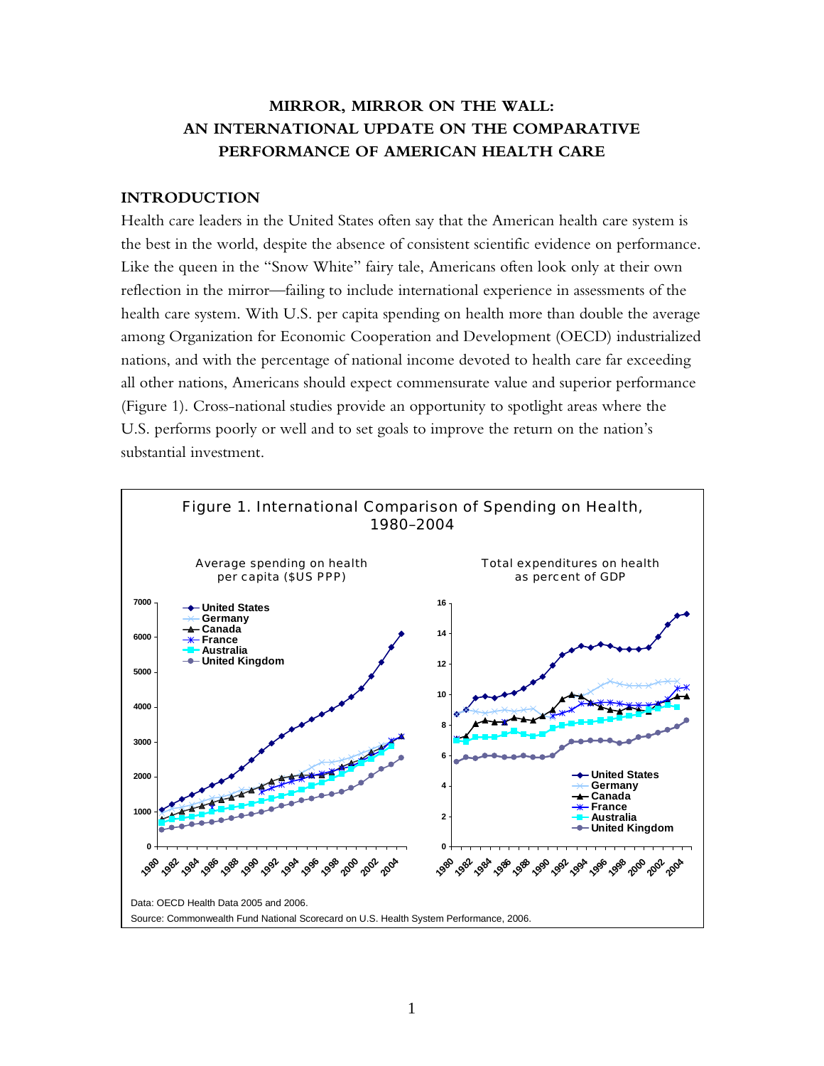# MIRROR, MIRROR ON THE WALL: AN INTERNATIONAL UPDATE ON THE COMPARATIVE PERFORMANCE OF AMERICAN HEALTH CARE

## INTRODUCTION

Health care leaders in the United States often say that the American health care system is the best in the world, despite the absence of consistent scientific evidence on performance. Like the queen in the "Snow White" fairy tale, Americans often look only at their own reflection in the mirror—failing to include international experience in assessments of the health care system. With U.S. per capita spending on health more than double the average among Organization for Economic Cooperation and Development (OECD) industrialized nations, and with the percentage of national income devoted to health care far exceeding all other nations, Americans should expect commensurate value and superior performance (Figure 1). Cross-national studies provide an opportunity to spotlight areas where the U.S. performs poorly or well and to set goals to improve the return on the nation's substantial investment.

Figure 1. International Comparison of Spending on Health, 1980–2004

Average spending on health per capita ($US PPP)

Total expenditures on health as percent of GDP

Data: OECD Health Data 2005 and 2006.

Source: Commonwealth Fund National Scorecard on U.S. Health System Performance, 2006.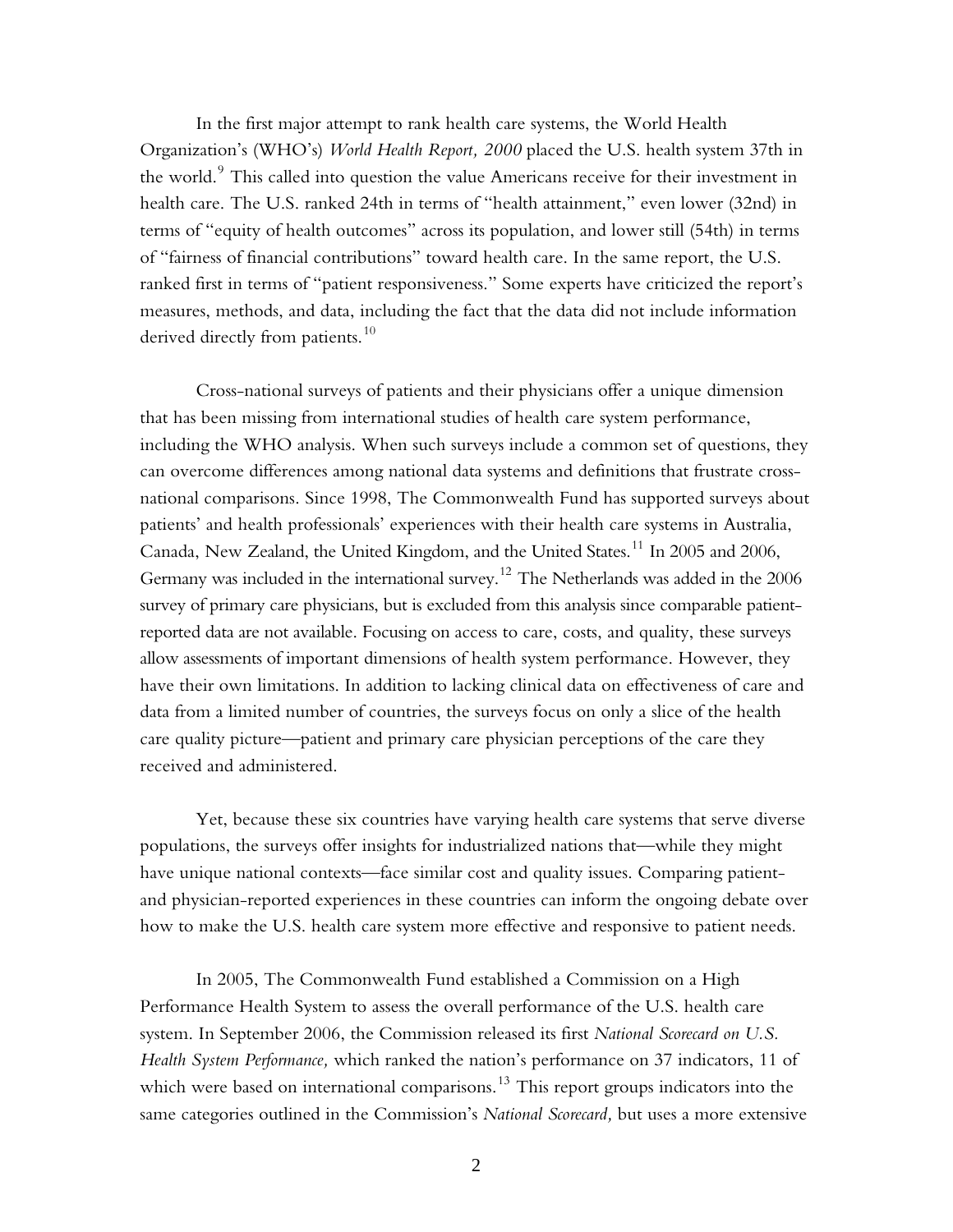In the first major attempt to rank health care systems, the World Health Organization's (WHO's) *World Health Report, 2000* placed the U.S. health system 37th in the world.[9] This called into question the value Americans receive for their investment in health care. The U.S. ranked 24th in terms of "health attainment," even lower (32nd) in terms of "equity of health outcomes" across its population, and lower still (54th) in terms of "fairness of financial contributions" toward health care. In the same report, the U.S. ranked first in terms of "patient responsiveness." Some experts have criticized the report's measures, methods, and data, including the fact that the data did not include information derived directly from patients.[10]

Cross-national surveys of patients and their physicians offer a unique dimension that has been missing from international studies of health care system performance, including the WHO analysis. When such surveys include a common set of questions, they can overcome differences among national data systems and definitions that frustrate cross-national comparisons. Since 1998, The Commonwealth Fund has supported surveys about patients' and health professionals' experiences with their health care systems in Australia, Canada, New Zealand, the United Kingdom, and the United States.[11] In 2005 and 2006, Germany was included in the international survey.[12] The Netherlands was added in the 2006 survey of primary care physicians, but is excluded from this analysis since comparable patient-reported data are not available. Focusing on access to care, costs, and quality, these surveys allow assessments of important dimensions of health system performance. However, they have their own limitations. In addition to lacking clinical data on effectiveness of care and data from a limited number of countries, the surveys focus on only a slice of the health care quality picture—patient and primary care physician perceptions of the care they received and administered.

Yet, because these six countries have varying health care systems that serve diverse populations, the surveys offer insights for industrialized nations that—while they might have unique national contexts—face similar cost and quality issues. Comparing patient- and physician-reported experiences in these countries can inform the ongoing debate over how to make the U.S. health care system more effective and responsive to patient needs.

In 2005, The Commonwealth Fund established a Commission on a High Performance Health System to assess the overall performance of the U.S. health care system. In September 2006, the Commission released its first *National Scorecard on U.S. Health System Performance,* which ranked the nation's performance on 37 indicators, 11 of which were based on international comparisons.[13] This report groups indicators into the same categories outlined in the Commission's *National Scorecard,* but uses a more extensive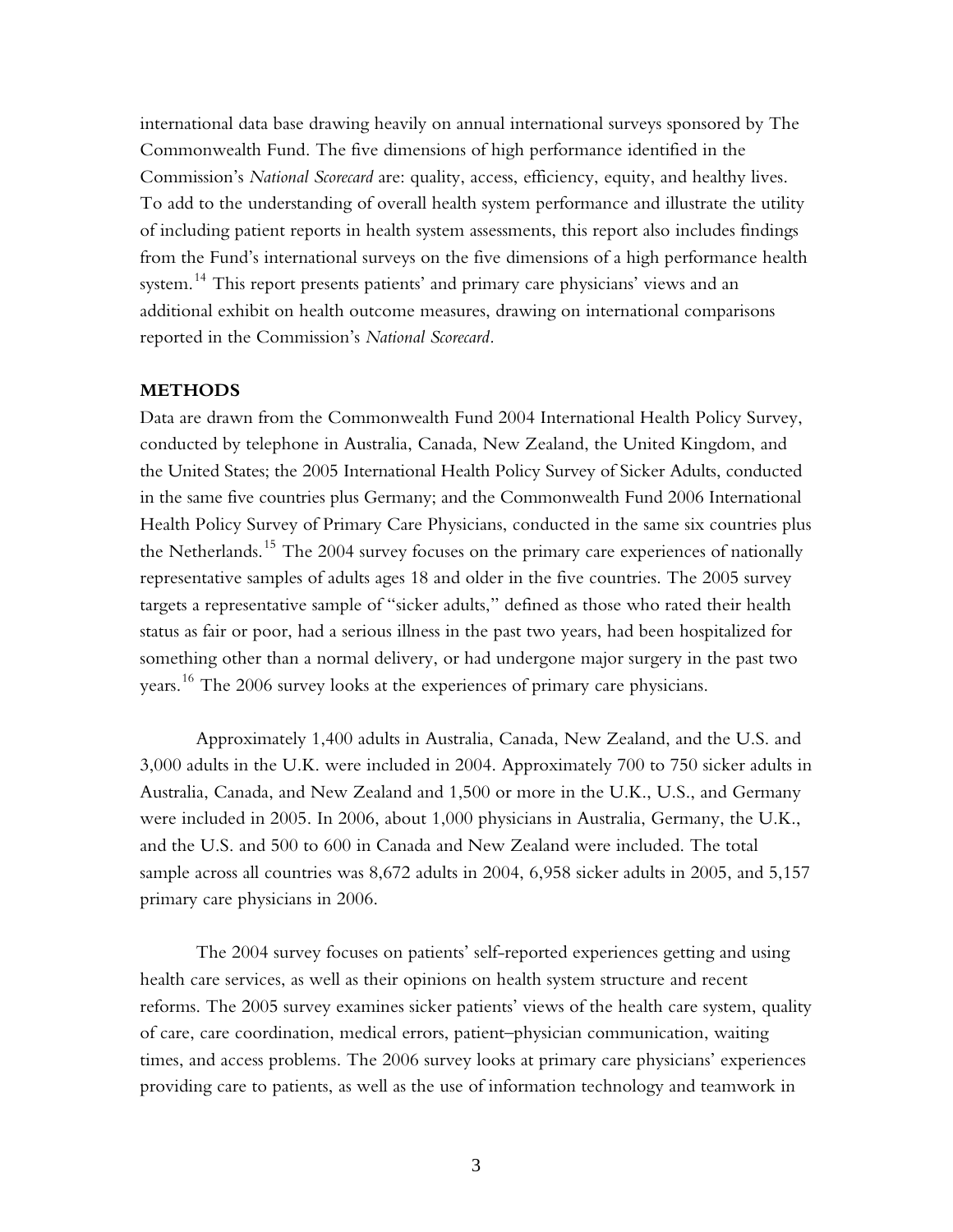international data base drawing heavily on annual international surveys sponsored by The Commonwealth Fund. The five dimensions of high performance identified in the Commission's *National Scorecard* are: quality, access, efficiency, equity, and healthy lives. To add to the understanding of overall health system performance and illustrate the utility of including patient reports in health system assessments, this report also includes findings from the Fund's international surveys on the five dimensions of a high performance health system.[14] This report presents patients' and primary care physicians' views and an additional exhibit on health outcome measures, drawing on international comparisons reported in the Commission's *National Scorecard*.

## METHODS

Data are drawn from the Commonwealth Fund 2004 International Health Policy Survey, conducted by telephone in Australia, Canada, New Zealand, the United Kingdom, and the United States; the 2005 International Health Policy Survey of Sicker Adults, conducted in the same five countries plus Germany; and the Commonwealth Fund 2006 International Health Policy Survey of Primary Care Physicians, conducted in the same six countries plus the Netherlands.[15] The 2004 survey focuses on the primary care experiences of nationally representative samples of adults ages 18 and older in the five countries. The 2005 survey targets a representative sample of "sicker adults," defined as those who rated their health status as fair or poor, had a serious illness in the past two years, had been hospitalized for something other than a normal delivery, or had undergone major surgery in the past two years.[16] The 2006 survey looks at the experiences of primary care physicians.

Approximately 1,400 adults in Australia, Canada, New Zealand, and the U.S. and 3,000 adults in the U.K. were included in 2004. Approximately 700 to 750 sicker adults in Australia, Canada, and New Zealand and 1,500 or more in the U.K., U.S., and Germany were included in 2005. In 2006, about 1,000 physicians in Australia, Germany, the U.K., and the U.S. and 500 to 600 in Canada and New Zealand were included. The total sample across all countries was 8,672 adults in 2004, 6,958 sicker adults in 2005, and 5,157 primary care physicians in 2006.

The 2004 survey focuses on patients' self-reported experiences getting and using health care services, as well as their opinions on health system structure and recent reforms. The 2005 survey examines sicker patients' views of the health care system, quality of care, care coordination, medical errors, patient–physician communication, waiting times, and access problems. The 2006 survey looks at primary care physicians' experiences providing care to patients, as well as the use of information technology and teamwork in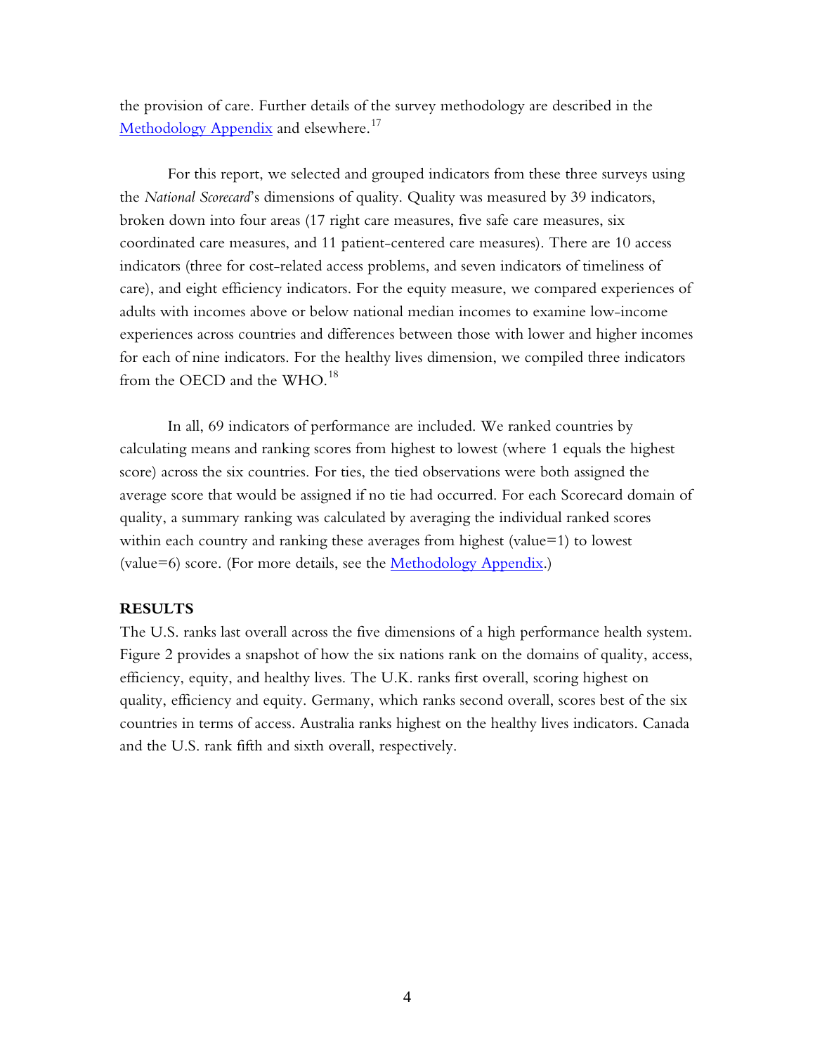the provision of care. Further details of the survey methodology are described in the Methodology Appendix and elsewhere.[17]

For this report, we selected and grouped indicators from these three surveys using the *National Scorecard*'s dimensions of quality. Quality was measured by 39 indicators, broken down into four areas (17 right care measures, five safe care measures, six coordinated care measures, and 11 patient-centered care measures). There are 10 access indicators (three for cost-related access problems, and seven indicators of timeliness of care), and eight efficiency indicators. For the equity measure, we compared experiences of adults with incomes above or below national median incomes to examine low-income experiences across countries and differences between those with lower and higher incomes for each of nine indicators. For the healthy lives dimension, we compiled three indicators from the OECD and the WHO.[18]

In all, 69 indicators of performance are included. We ranked countries by calculating means and ranking scores from highest to lowest (where 1 equals the highest score) across the six countries. For ties, the tied observations were both assigned the average score that would be assigned if no tie had occurred. For each Scorecard domain of quality, a summary ranking was calculated by averaging the individual ranked scores within each country and ranking these averages from highest (value=1) to lowest (value=6) score. (For more details, see the Methodology Appendix.)

## RESULTS

The U.S. ranks last overall across the five dimensions of a high performance health system. Figure 2 provides a snapshot of how the six nations rank on the domains of quality, access, efficiency, equity, and healthy lives. The U.K. ranks first overall, scoring highest on quality, efficiency and equity. Germany, which ranks second overall, scores best of the six countries in terms of access. Australia ranks highest on the healthy lives indicators. Canada and the U.S. rank fifth and sixth overall, respectively.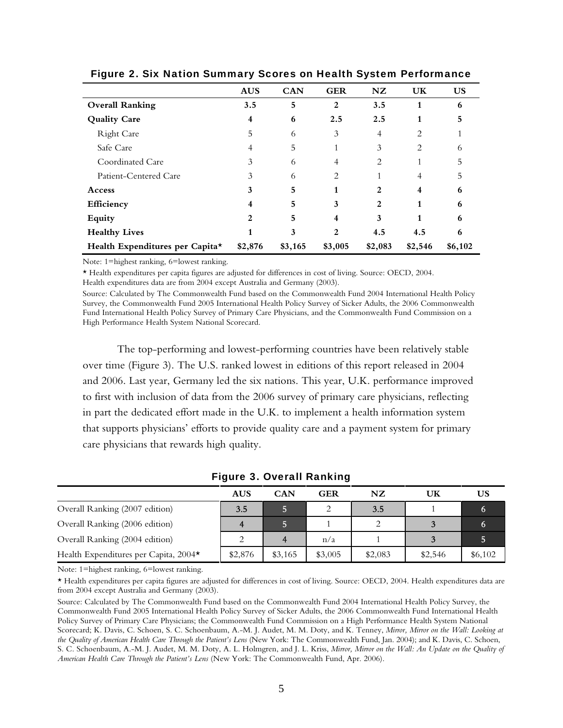**Figure 2. Six Nation Summary Scores on Health System Performance**

| | AUS | CAN | GER | NZ | UK | US |
|---|---|---|---|---|---|---|
| **Overall Ranking** | **3.5** | **5** | **2** | **3.5** | **1** | **6** |
| **Quality Care** | **4** | **6** | **2.5** | **2.5** | **1** | **5** |
| Right Care | 5 | 6 | 3 | 4 | 2 | 1 |
| Safe Care | 4 | 5 | 1 | 3 | 2 | 6 |
| Coordinated Care | 3 | 6 | 4 | 2 | 1 | 5 |
| Patient-Centered Care | 3 | 6 | 2 | 1 | 4 | 5 |
| **Access** | **3** | **5** | **1** | **2** | **4** | **6** |
| **Efficiency** | **4** | **5** | **3** | **2** | **1** | **6** |
| **Equity** | **2** | **5** | **4** | **3** | **1** | **6** |
| **Healthy Lives** | **1** | **3** | **2** | **4.5** | **4.5** | **6** |
| **Health Expenditures per Capita*** | **$2,876** | **$3,165** | **$3,005** | **$2,083** | **$2,546** | **$6,102** |

Note: 1=highest ranking, 6=lowest ranking.

* Health expenditures per capita figures are adjusted for differences in cost of living. Source: OECD, 2004. Health expenditures data are from 2004 except Australia and Germany (2003).

Source: Calculated by The Commonwealth Fund based on the Commonwealth Fund 2004 International Health Policy Survey, the Commonwealth Fund 2005 International Health Policy Survey of Sicker Adults, the 2006 Commonwealth Fund International Health Policy Survey of Primary Care Physicians, and the Commonwealth Fund Commission on a High Performance Health System National Scorecard.

The top-performing and lowest-performing countries have been relatively stable over time (Figure 3). The U.S. ranked lowest in editions of this report released in 2004 and 2006. Last year, Germany led the six nations. This year, U.K. performance improved to first with inclusion of data from the 2006 survey of primary care physicians, reflecting in part the dedicated effort made in the U.K. to implement a health information system that supports physicians' efforts to provide quality care and a payment system for primary care physicians that rewards high quality.

**Figure 3. Overall Ranking**

| | AUS | CAN | GER | NZ | UK | US |
|---|---|---|---|---|---|---|
| Overall Ranking (2007 edition) | 3.5 | 5 | 2 | 3.5 | 1 | 6 |
| Overall Ranking (2006 edition) | 4 | 5 | 1 | 2 | 3 | 6 |
| Overall Ranking (2004 edition) | 2 | 4 | n/a | 1 | 3 | 5 |
| Health Expenditures per Capita, 2004* | $2,876 | $3,165 | $3,005 | $2,083 | $2,546 | $6,102 |

Note: 1=highest ranking, 6=lowest ranking.

* Health expenditures per capita figures are adjusted for differences in cost of living. Source: OECD, 2004. Health expenditures data are from 2004 except Australia and Germany (2003).

Source: Calculated by The Commonwealth Fund based on the Commonwealth Fund 2004 International Health Policy Survey, the Commonwealth Fund 2005 International Health Policy Survey of Sicker Adults, the 2006 Commonwealth Fund International Health Policy Survey of Primary Care Physicians; the Commonwealth Fund Commission on a High Performance Health System National Scorecard; K. Davis, C. Schoen, S. C. Schoenbaum, A.-M. J. Audet, M. M. Doty, and K. Tenney, *Mirror, Mirror on the Wall: Looking at the Quality of American Health Care Through the Patient's Lens* (New York: The Commonwealth Fund, Jan. 2004); and K. Davis, C. Schoen, S. C. Schoenbaum, A.-M. J. Audet, M. M. Doty, A. L. Holmgren, and J. L. Kriss, *Mirror, Mirror on the Wall: An Update on the Quality of American Health Care Through the Patient's Lens* (New York: The Commonwealth Fund, Apr. 2006).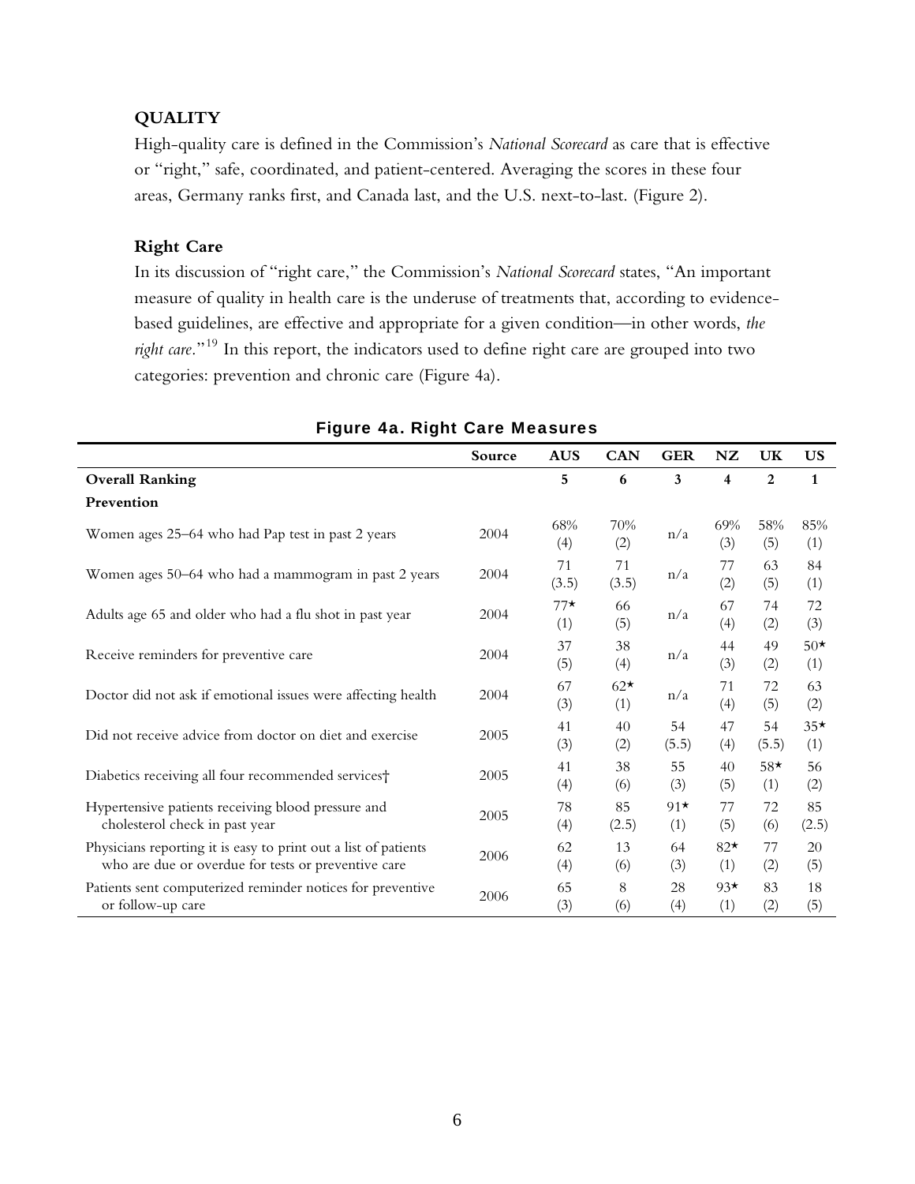## QUALITY

High-quality care is defined in the Commission's *National Scorecard* as care that is effective or "right," safe, coordinated, and patient-centered. Averaging the scores in these four areas, Germany ranks first, and Canada last, and the U.S. next-to-last. (Figure 2).

### Right Care

In its discussion of "right care," the Commission's *National Scorecard* states, "An important measure of quality in health care is the underuse of treatments that, according to evidence-based guidelines, are effective and appropriate for a given condition—in other words, *the right care*."[19] In this report, the indicators used to define right care are grouped into two categories: prevention and chronic care (Figure 4a).

**Figure 4a. Right Care Measures**

| | Source | AUS | CAN | GER | NZ | UK | US |
|---|---|---|---|---|---|---|---|
| **Overall Ranking** | | 5 | 6 | 3 | 4 | 2 | 1 |
| **Prevention** | | | | | | | |
| Women ages 25–64 who had Pap test in past 2 years | 2004 | 68% (4) | 70% (2) | n/a | 69% (3) | 58% (5) | 85% (1) |
| Women ages 50–64 who had a mammogram in past 2 years | 2004 | 71 (3.5) | 71 (3.5) | n/a | 77 (2) | 63 (5) | 84 (1) |
| Adults age 65 and older who had a flu shot in past year | 2004 | 77* (1) | 66 (5) | n/a | 67 (4) | 74 (2) | 72 (3) |
| Receive reminders for preventive care | 2004 | 37 (5) | 38 (4) | n/a | 44 (3) | 49 (2) | 50* (1) |
| Doctor did not ask if emotional issues were affecting health | 2004 | 67 (3) | 62* (1) | n/a | 71 (4) | 72 (5) | 63 (2) |
| Did not receive advice from doctor on diet and exercise | 2005 | 41 (3) | 40 (2) | 54 (5.5) | 47 (4) | 54 (5.5) | 35* (1) |
| Diabetics receiving all four recommended services† | 2005 | 41 (4) | 38 (6) | 55 (3) | 40 (5) | 58* (1) | 56 (2) |
| Hypertensive patients receiving blood pressure and cholesterol check in past year | 2005 | 78 (4) | 85 (2.5) | 91* (1) | 77 (5) | 72 (6) | 85 (2.5) |
| Physicians reporting it is easy to print out a list of patients who are due or overdue for tests or preventive care | 2006 | 62 (4) | 13 (6) | 64 (3) | 82* (1) | 77 (2) | 20 (5) |
| Patients sent computerized reminder notices for preventive or follow-up care | 2006 | 65 (3) | 8 (6) | 28 (4) | 93* (1) | 83 (2) | 18 (5) |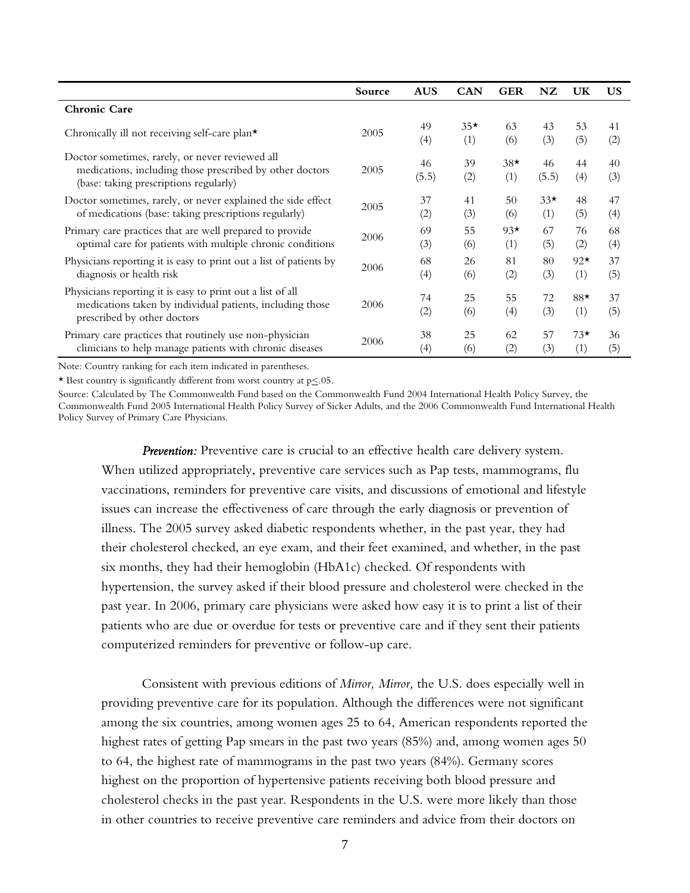| | Source | AUS | CAN | GER | NZ | UK | US |
|---|---|---|---|---|---|---|---|
| **Chronic Care** | | | | | | | |
| Chronically ill not receiving self-care plan* | 2005 | 49 (4) | 35* (1) | 63 (6) | 43 (3) | 53 (5) | 41 (2) |
| Doctor sometimes, rarely, or never reviewed all medications, including those prescribed by other doctors (base: taking prescriptions regularly) | 2005 | 46 (5.5) | 39 (2) | 38* (1) | 46 (5.5) | 44 (4) | 40 (3) |
| Doctor sometimes, rarely, or never explained the side effect of medications (base: taking prescriptions regularly) | 2005 | 37 (2) | 41 (3) | 50 (6) | 33* (1) | 48 (5) | 47 (4) |
| Primary care practices that are well prepared to provide optimal care for patients with multiple chronic conditions | 2006 | 69 (3) | 55 (6) | 93* (1) | 67 (5) | 76 (2) | 68 (4) |
| Physicians reporting it is easy to print out a list of patients by diagnosis or health risk | 2006 | 68 (4) | 26 (6) | 81 (2) | 80 (3) | 92* (1) | 37 (5) |
| Physicians reporting it is easy to print out a list of all medications taken by individual patients, including those prescribed by other doctors | 2006 | 74 (2) | 25 (6) | 55 (4) | 72 (3) | 88* (1) | 37 (5) |
| Primary care practices that routinely use non-physician clinicians to help manage patients with chronic diseases | 2006 | 38 (4) | 25 (6) | 62 (2) | 57 (3) | 73* (1) | 36 (5) |

Note: Country ranking for each item indicated in parentheses.

* Best country is significantly different from worst country at $p \leq .05$.

Source: Calculated by The Commonwealth Fund based on the Commonwealth Fund 2004 International Health Policy Survey, the Commonwealth Fund 2005 International Health Policy Survey of Sicker Adults, and the 2006 Commonwealth Fund International Health Policy Survey of Primary Care Physicians.

***Prevention:*** Preventive care is crucial to an effective health care delivery system. When utilized appropriately, preventive care services such as Pap tests, mammograms, flu vaccinations, reminders for preventive care visits, and discussions of emotional and lifestyle issues can increase the effectiveness of care through the early diagnosis or prevention of illness. The 2005 survey asked diabetic respondents whether, in the past year, they had their cholesterol checked, an eye exam, and their feet examined, and whether, in the past six months, they had their hemoglobin (HbA1c) checked. Of respondents with hypertension, the survey asked if their blood pressure and cholesterol were checked in the past year. In 2006, primary care physicians were asked how easy it is to print a list of their patients who are due or overdue for tests or preventive care and if they sent their patients computerized reminders for preventive or follow-up care.

Consistent with previous editions of *Mirror, Mirror,* the U.S. does especially well in providing preventive care for its population. Although the differences were not significant among the six countries, among women ages 25 to 64, American respondents reported the highest rates of getting Pap smears in the past two years (85%) and, among women ages 50 to 64, the highest rate of mammograms in the past two years (84%). Germany scores highest on the proportion of hypertensive patients receiving both blood pressure and cholesterol checks in the past year. Respondents in the U.S. were more likely than those in other countries to receive preventive care reminders and advice from their doctors on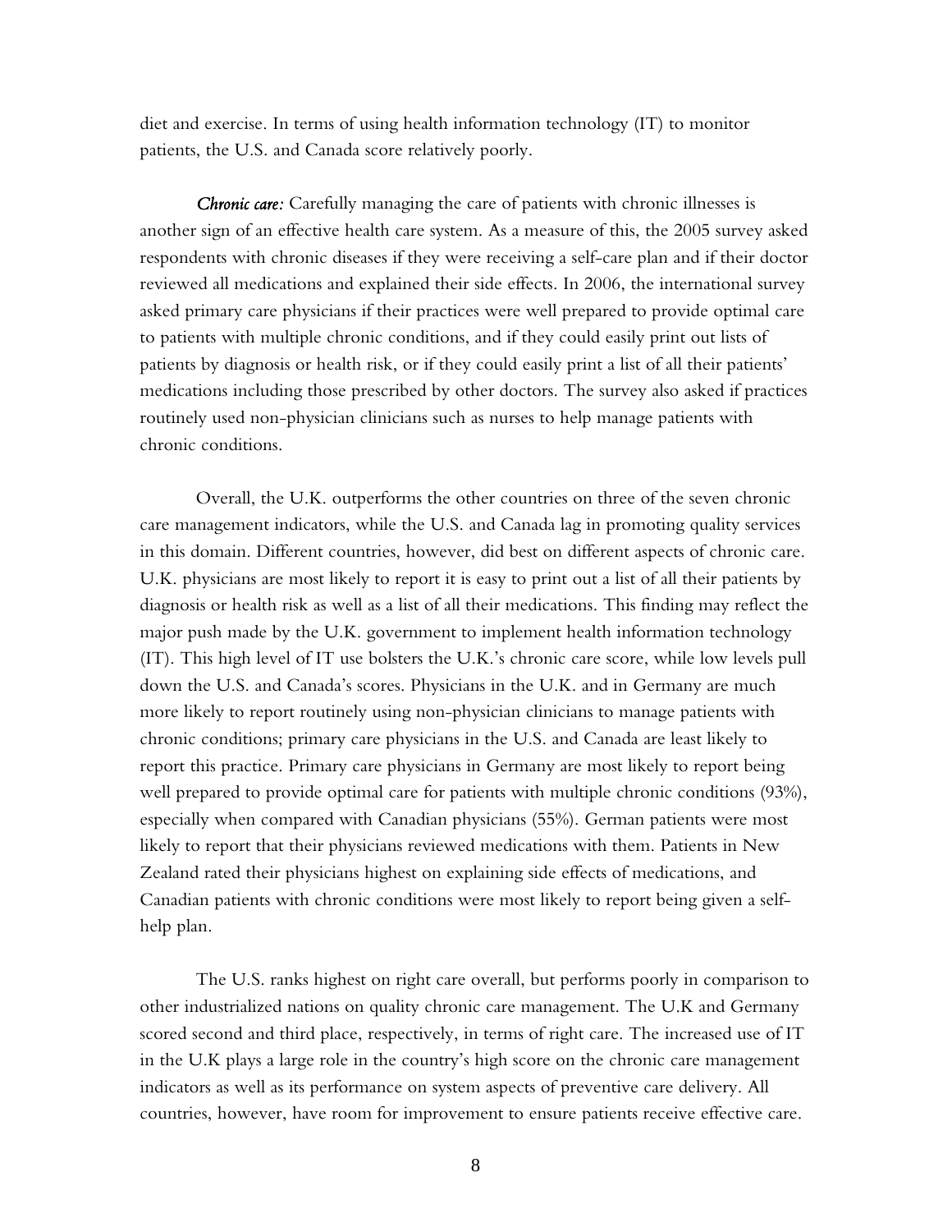diet and exercise. In terms of using health information technology (IT) to monitor patients, the U.S. and Canada score relatively poorly.

***Chronic care:*** Carefully managing the care of patients with chronic illnesses is another sign of an effective health care system. As a measure of this, the 2005 survey asked respondents with chronic diseases if they were receiving a self-care plan and if their doctor reviewed all medications and explained their side effects. In 2006, the international survey asked primary care physicians if their practices were well prepared to provide optimal care to patients with multiple chronic conditions, and if they could easily print out lists of patients by diagnosis or health risk, or if they could easily print a list of all their patients' medications including those prescribed by other doctors. The survey also asked if practices routinely used non-physician clinicians such as nurses to help manage patients with chronic conditions.

Overall, the U.K. outperforms the other countries on three of the seven chronic care management indicators, while the U.S. and Canada lag in promoting quality services in this domain. Different countries, however, did best on different aspects of chronic care. U.K. physicians are most likely to report it is easy to print out a list of all their patients by diagnosis or health risk as well as a list of all their medications. This finding may reflect the major push made by the U.K. government to implement health information technology (IT). This high level of IT use bolsters the U.K.'s chronic care score, while low levels pull down the U.S. and Canada's scores. Physicians in the U.K. and in Germany are much more likely to report routinely using non-physician clinicians to manage patients with chronic conditions; primary care physicians in the U.S. and Canada are least likely to report this practice. Primary care physicians in Germany are most likely to report being well prepared to provide optimal care for patients with multiple chronic conditions (93%), especially when compared with Canadian physicians (55%). German patients were most likely to report that their physicians reviewed medications with them. Patients in New Zealand rated their physicians highest on explaining side effects of medications, and Canadian patients with chronic conditions were most likely to report being given a self-help plan.

The U.S. ranks highest on right care overall, but performs poorly in comparison to other industrialized nations on quality chronic care management. The U.K and Germany scored second and third place, respectively, in terms of right care. The increased use of IT in the U.K plays a large role in the country's high score on the chronic care management indicators as well as its performance on system aspects of preventive care delivery. All countries, however, have room for improvement to ensure patients receive effective care.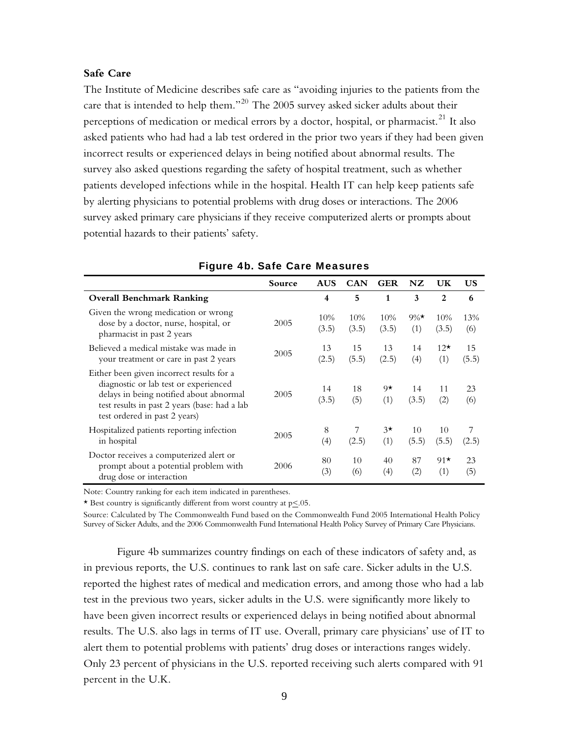**Safe Care**

The Institute of Medicine describes safe care as "avoiding injuries to the patients from the care that is intended to help them."[20] The 2005 survey asked sicker adults about their perceptions of medication or medical errors by a doctor, hospital, or pharmacist.[21] It also asked patients who had had a lab test ordered in the prior two years if they had been given incorrect results or experienced delays in being notified about abnormal results. The survey also asked questions regarding the safety of hospital treatment, such as whether patients developed infections while in the hospital. Health IT can help keep patients safe by alerting physicians to potential problems with drug doses or interactions. The 2006 survey asked primary care physicians if they receive computerized alerts or prompts about potential hazards to their patients' safety.

**Figure 4b. Safe Care Measures**

| | Source | AUS | CAN | GER | NZ | UK | US |
|---|---|---|---|---|---|---|---|
| **Overall Benchmark Ranking** | | **4** | **5** | **1** | **3** | **2** | **6** |
| Given the wrong medication or wrong dose by a doctor, nurse, hospital, or pharmacist in past 2 years | 2005 | 10% (3.5) | 10% (3.5) | 10% (3.5) | 9%* (1) | 10% (3.5) | 13% (6) |
| Believed a medical mistake was made in your treatment or care in past 2 years | 2005 | 13 (2.5) | 15 (5.5) | 13 (2.5) | 14 (4) | 12* (1) | 15 (5.5) |
| Either been given incorrect results for a diagnostic or lab test or experienced delays in being notified about abnormal test results in past 2 years (base: had a lab test ordered in past 2 years) | 2005 | 14 (3.5) | 18 (5) | 9* (1) | 14 (3.5) | 11 (2) | 23 (6) |
| Hospitalized patients reporting infection in hospital | 2005 | 8 (4) | 7 (2.5) | 3* (1) | 10 (5.5) | 10 (5.5) | 7 (2.5) |
| Doctor receives a computerized alert or prompt about a potential problem with drug dose or interaction | 2006 | 80 (3) | 10 (6) | 40 (4) | 87 (2) | 91* (1) | 23 (5) |

Note: Country ranking for each item indicated in parentheses.

* Best country is significantly different from worst country at $p \leq .05$.

Source: Calculated by The Commonwealth Fund based on the Commonwealth Fund 2005 International Health Policy Survey of Sicker Adults, and the 2006 Commonwealth Fund International Health Policy Survey of Primary Care Physicians.

Figure 4b summarizes country findings on each of these indicators of safety and, as in previous reports, the U.S. continues to rank last on safe care. Sicker adults in the U.S. reported the highest rates of medical and medication errors, and among those who had a lab test in the previous two years, sicker adults in the U.S. were significantly more likely to have been given incorrect results or experienced delays in being notified about abnormal results. The U.S. also lags in terms of IT use. Overall, primary care physicians' use of IT to alert them to potential problems with patients' drug doses or interactions ranges widely. Only 23 percent of physicians in the U.S. reported receiving such alerts compared with 91 percent in the U.K.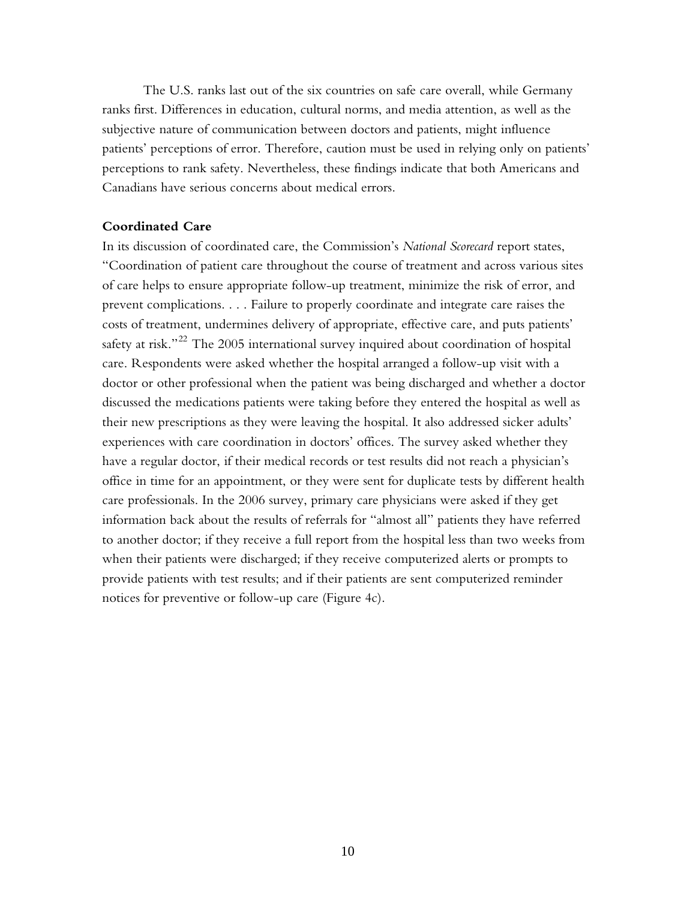The U.S. ranks last out of the six countries on safe care overall, while Germany ranks first. Differences in education, cultural norms, and media attention, as well as the subjective nature of communication between doctors and patients, might influence patients' perceptions of error. Therefore, caution must be used in relying only on patients' perceptions to rank safety. Nevertheless, these findings indicate that both Americans and Canadians have serious concerns about medical errors.

**Coordinated Care**

In its discussion of coordinated care, the Commission's *National Scorecard* report states, "Coordination of patient care throughout the course of treatment and across various sites of care helps to ensure appropriate follow-up treatment, minimize the risk of error, and prevent complications. . . . Failure to properly coordinate and integrate care raises the costs of treatment, undermines delivery of appropriate, effective care, and puts patients' safety at risk."[22] The 2005 international survey inquired about coordination of hospital care. Respondents were asked whether the hospital arranged a follow-up visit with a doctor or other professional when the patient was being discharged and whether a doctor discussed the medications patients were taking before they entered the hospital as well as their new prescriptions as they were leaving the hospital. It also addressed sicker adults' experiences with care coordination in doctors' offices. The survey asked whether they have a regular doctor, if their medical records or test results did not reach a physician's office in time for an appointment, or they were sent for duplicate tests by different health care professionals. In the 2006 survey, primary care physicians were asked if they get information back about the results of referrals for "almost all" patients they have referred to another doctor; if they receive a full report from the hospital less than two weeks from when their patients were discharged; if they receive computerized alerts or prompts to provide patients with test results; and if their patients are sent computerized reminder notices for preventive or follow-up care (Figure 4c).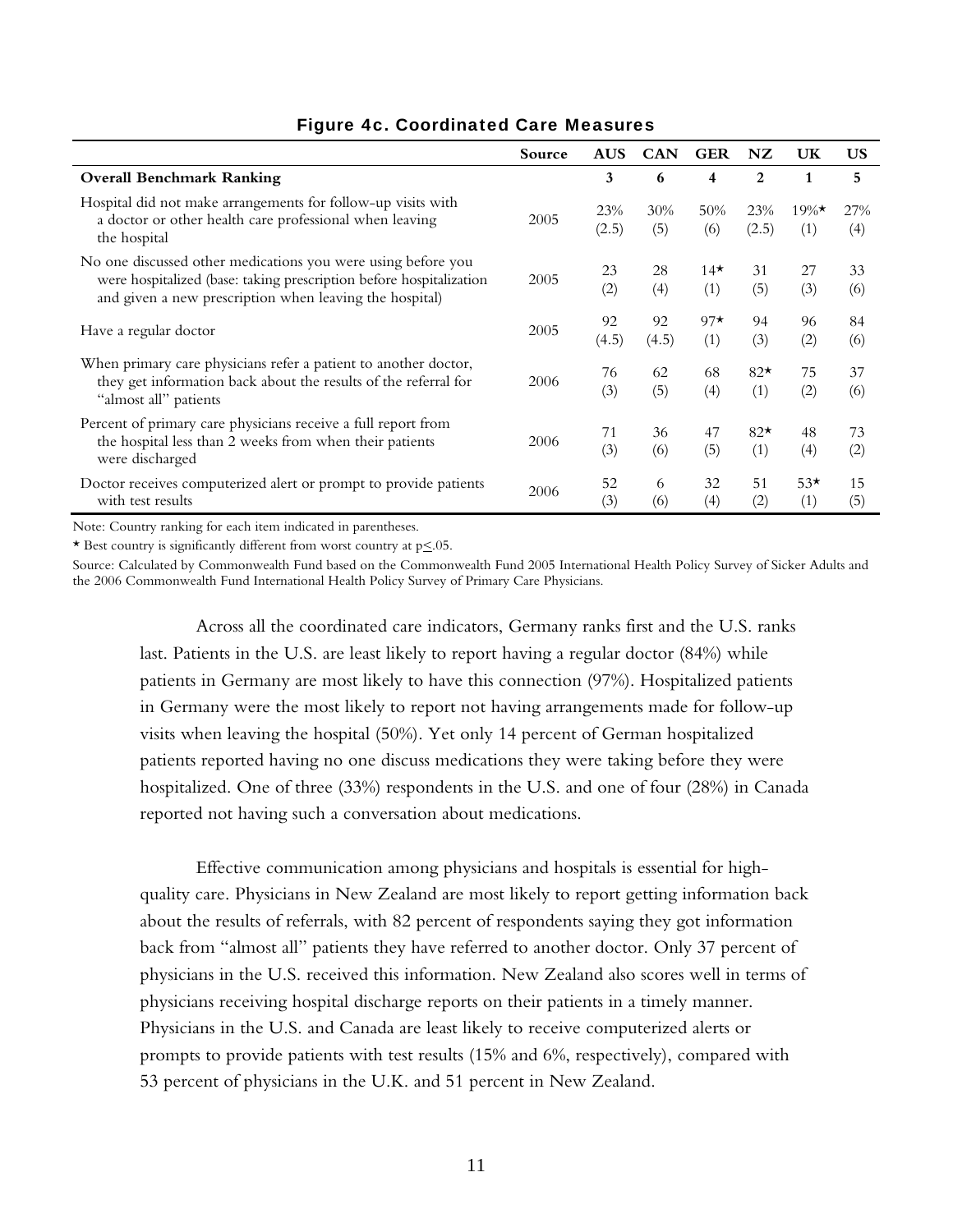**Figure 4c. Coordinated Care Measures**

| | Source | AUS | CAN | GER | NZ | UK | US |
|---|---|---|---|---|---|---|---|
| **Overall Benchmark Ranking** | | **3** | **6** | **4** | **2** | **1** | **5** |
| Hospital did not make arrangements for follow-up visits with a doctor or other health care professional when leaving the hospital | 2005 | 23% (2.5) | 30% (5) | 50% (6) | 23% (2.5) | 19%* (1) | 27% (4) |
| No one discussed other medications you were using before you were hospitalized (base: taking prescription before hospitalization and given a new prescription when leaving the hospital) | 2005 | 23 (2) | 28 (4) | 14* (1) | 31 (5) | 27 (3) | 33 (6) |
| Have a regular doctor | 2005 | 92 (4.5) | 92 (4.5) | 97* (1) | 94 (3) | 96 (2) | 84 (6) |
| When primary care physicians refer a patient to another doctor, they get information back about the results of the referral for "almost all" patients | 2006 | 76 (3) | 62 (5) | 68 (4) | 82* (1) | 75 (2) | 37 (6) |
| Percent of primary care physicians receive a full report from the hospital less than 2 weeks from when their patients were discharged | 2006 | 71 (3) | 36 (6) | 47 (5) | 82* (1) | 48 (4) | 73 (2) |
| Doctor receives computerized alert or prompt to provide patients with test results | 2006 | 52 (3) | 6 (6) | 32 (4) | 51 (2) | 53* (1) | 15 (5) |

Note: Country ranking for each item indicated in parentheses.

* Best country is significantly different from worst country at $p \leq .05$.

Source: Calculated by Commonwealth Fund based on the Commonwealth Fund 2005 International Health Policy Survey of Sicker Adults and the 2006 Commonwealth Fund International Health Policy Survey of Primary Care Physicians.

Across all the coordinated care indicators, Germany ranks first and the U.S. ranks last. Patients in the U.S. are least likely to report having a regular doctor (84%) while patients in Germany are most likely to have this connection (97%). Hospitalized patients in Germany were the most likely to report not having arrangements made for follow-up visits when leaving the hospital (50%). Yet only 14 percent of German hospitalized patients reported having no one discuss medications they were taking before they were hospitalized. One of three (33%) respondents in the U.S. and one of four (28%) in Canada reported not having such a conversation about medications.

Effective communication among physicians and hospitals is essential for high-quality care. Physicians in New Zealand are most likely to report getting information back about the results of referrals, with 82 percent of respondents saying they got information back from "almost all" patients they have referred to another doctor. Only 37 percent of physicians in the U.S. received this information. New Zealand also scores well in terms of physicians receiving hospital discharge reports on their patients in a timely manner. Physicians in the U.S. and Canada are least likely to receive computerized alerts or prompts to provide patients with test results (15% and 6%, respectively), compared with 53 percent of physicians in the U.K. and 51 percent in New Zealand.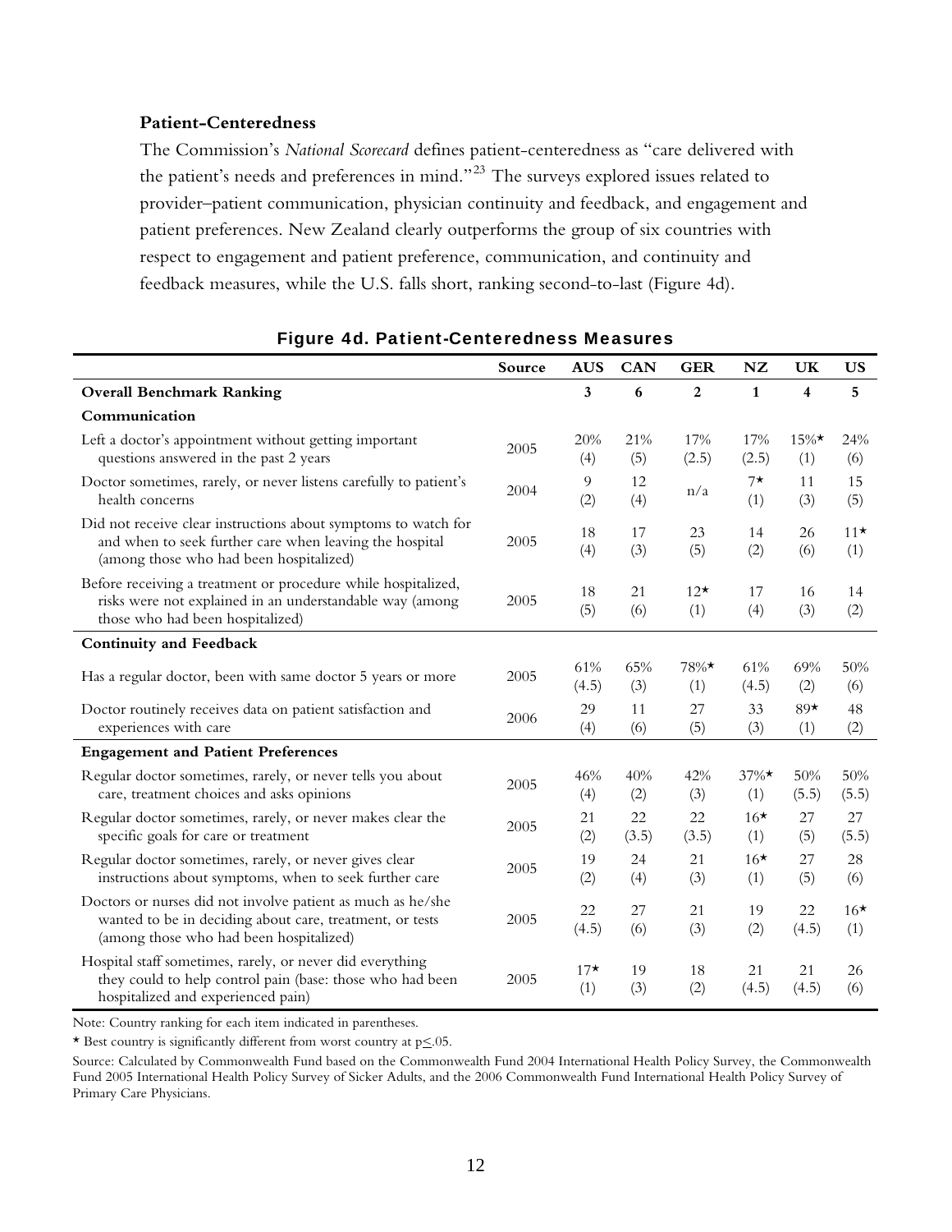### Patient-Centeredness

The Commission's *National Scorecard* defines patient-centeredness as "care delivered with the patient's needs and preferences in mind."[23] The surveys explored issues related to provider–patient communication, physician continuity and feedback, and engagement and patient preferences. New Zealand clearly outperforms the group of six countries with respect to engagement and patient preference, communication, and continuity and feedback measures, while the U.S. falls short, ranking second-to-last (Figure 4d).

**Figure 4d. Patient-Centeredness Measures**

| | Source | AUS | CAN | GER | NZ | UK | US |
|---|---|---|---|---|---|---|---|
| **Overall Benchmark Ranking** | | **3** | **6** | **2** | **1** | **4** | **5** |
| **Communication** | | | | | | | |
| Left a doctor's appointment without getting important questions answered in the past 2 years | 2005 | 20% (4) | 21% (5) | 17% (2.5) | 17% (2.5) | 15%* (1) | 24% (6) |
| Doctor sometimes, rarely, or never listens carefully to patient's health concerns | 2004 | 9 (2) | 12 (4) | n/a | 7* (1) | 11 (3) | 15 (5) |
| Did not receive clear instructions about symptoms to watch for and when to seek further care when leaving the hospital (among those who had been hospitalized) | 2005 | 18 (4) | 17 (3) | 23 (5) | 14 (2) | 26 (6) | 11* (1) |
| Before receiving a treatment or procedure while hospitalized, risks were not explained in an understandable way (among those who had been hospitalized) | 2005 | 18 (5) | 21 (6) | 12* (1) | 17 (4) | 16 (3) | 14 (2) |
| **Continuity and Feedback** | | | | | | | |
| Has a regular doctor, been with same doctor 5 years or more | 2005 | 61% (4.5) | 65% (3) | 78%* (1) | 61% (4.5) | 69% (2) | 50% (6) |
| Doctor routinely receives data on patient satisfaction and experiences with care | 2006 | 29 (4) | 11 (6) | 27 (5) | 33 (3) | 89* (1) | 48 (2) |
| **Engagement and Patient Preferences** | | | | | | | |
| Regular doctor sometimes, rarely, or never tells you about care, treatment choices and asks opinions | 2005 | 46% (4) | 40% (2) | 42% (3) | 37%* (1) | 50% (5.5) | 50% (5.5) |
| Regular doctor sometimes, rarely, or never makes clear the specific goals for care or treatment | 2005 | 21 (2) | 22 (3.5) | 22 (3.5) | 16* (1) | 27 (5) | 27 (5.5) |
| Regular doctor sometimes, rarely, or never gives clear instructions about symptoms, when to seek further care | 2005 | 19 (2) | 24 (4) | 21 (3) | 16* (1) | 27 (5) | 28 (6) |
| Doctors or nurses did not involve patient as much as he/she wanted to be in deciding about care, treatment, or tests (among those who had been hospitalized) | 2005 | 22 (4.5) | 27 (6) | 21 (3) | 19 (2) | 22 (4.5) | 16* (1) |
| Hospital staff sometimes, rarely, or never did everything they could to help control pain (base: those who had been hospitalized and experienced pain) | 2005 | 17* (1) | 19 (3) | 18 (2) | 21 (4.5) | 21 (4.5) | 26 (6) |

Note: Country ranking for each item indicated in parentheses.

* Best country is significantly different from worst country at $p \leq .05$.

Source: Calculated by Commonwealth Fund based on the Commonwealth Fund 2004 International Health Policy Survey, the Commonwealth Fund 2005 International Health Policy Survey of Sicker Adults, and the 2006 Commonwealth Fund International Health Policy Survey of Primary Care Physicians.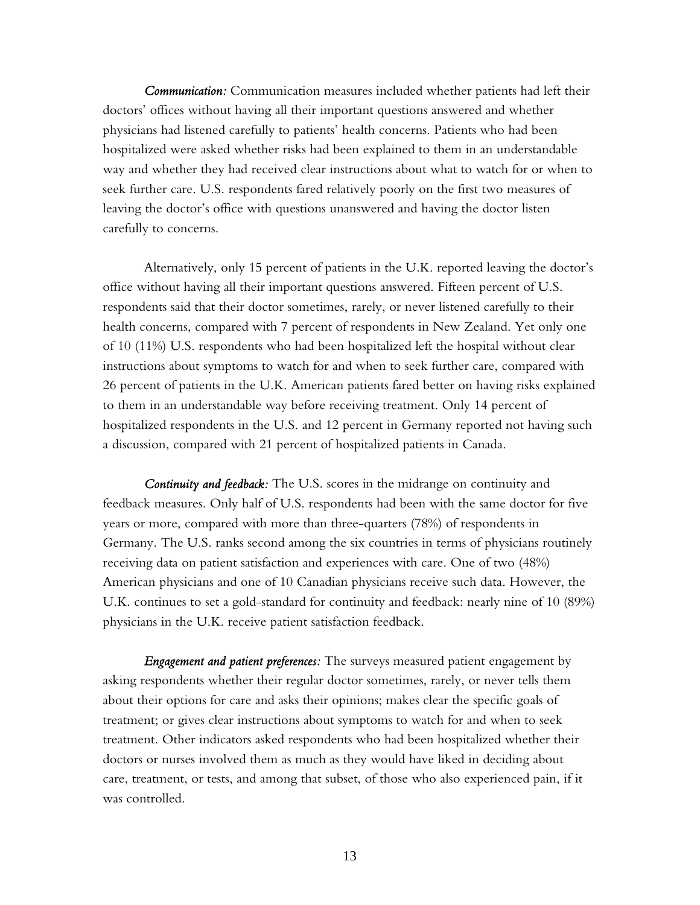***Communication:*** Communication measures included whether patients had left their doctors' offices without having all their important questions answered and whether physicians had listened carefully to patients' health concerns. Patients who had been hospitalized were asked whether risks had been explained to them in an understandable way and whether they had received clear instructions about what to watch for or when to seek further care. U.S. respondents fared relatively poorly on the first two measures of leaving the doctor's office with questions unanswered and having the doctor listen carefully to concerns.

Alternatively, only 15 percent of patients in the U.K. reported leaving the doctor's office without having all their important questions answered. Fifteen percent of U.S. respondents said that their doctor sometimes, rarely, or never listened carefully to their health concerns, compared with 7 percent of respondents in New Zealand. Yet only one of 10 (11%) U.S. respondents who had been hospitalized left the hospital without clear instructions about symptoms to watch for and when to seek further care, compared with 26 percent of patients in the U.K. American patients fared better on having risks explained to them in an understandable way before receiving treatment. Only 14 percent of hospitalized respondents in the U.S. and 12 percent in Germany reported not having such a discussion, compared with 21 percent of hospitalized patients in Canada.

***Continuity and feedback:*** The U.S. scores in the midrange on continuity and feedback measures. Only half of U.S. respondents had been with the same doctor for five years or more, compared with more than three-quarters (78%) of respondents in Germany. The U.S. ranks second among the six countries in terms of physicians routinely receiving data on patient satisfaction and experiences with care. One of two (48%) American physicians and one of 10 Canadian physicians receive such data. However, the U.K. continues to set a gold-standard for continuity and feedback: nearly nine of 10 (89%) physicians in the U.K. receive patient satisfaction feedback.

***Engagement and patient preferences:*** The surveys measured patient engagement by asking respondents whether their regular doctor sometimes, rarely, or never tells them about their options for care and asks their opinions; makes clear the specific goals of treatment; or gives clear instructions about symptoms to watch for and when to seek treatment. Other indicators asked respondents who had been hospitalized whether their doctors or nurses involved them as much as they would have liked in deciding about care, treatment, or tests, and among that subset, of those who also experienced pain, if it was controlled.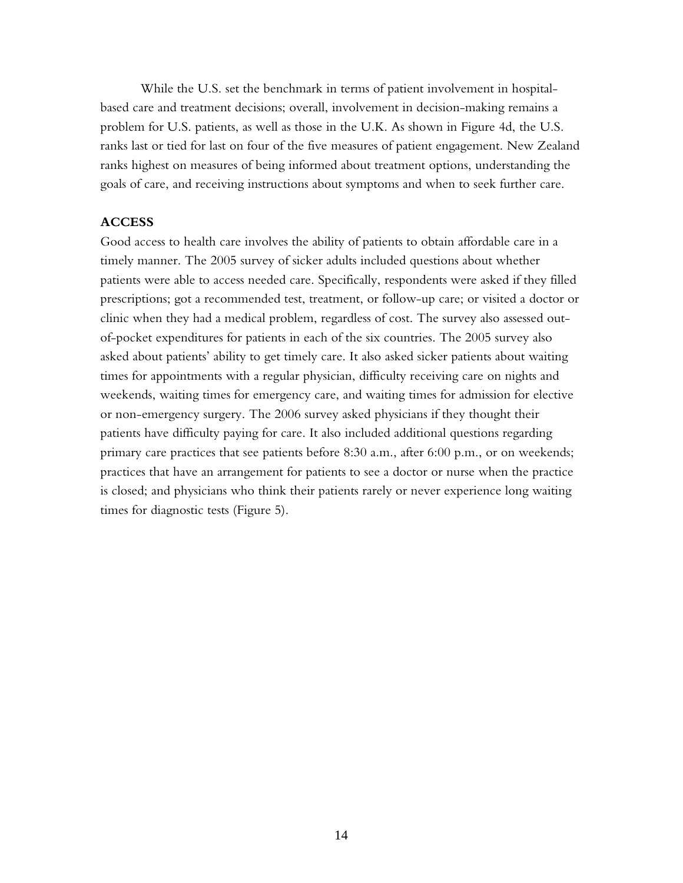While the U.S. set the benchmark in terms of patient involvement in hospital-based care and treatment decisions; overall, involvement in decision-making remains a problem for U.S. patients, as well as those in the U.K. As shown in Figure 4d, the U.S. ranks last or tied for last on four of the five measures of patient engagement. New Zealand ranks highest on measures of being informed about treatment options, understanding the goals of care, and receiving instructions about symptoms and when to seek further care.

**ACCESS**

Good access to health care involves the ability of patients to obtain affordable care in a timely manner. The 2005 survey of sicker adults included questions about whether patients were able to access needed care. Specifically, respondents were asked if they filled prescriptions; got a recommended test, treatment, or follow-up care; or visited a doctor or clinic when they had a medical problem, regardless of cost. The survey also assessed out-of-pocket expenditures for patients in each of the six countries. The 2005 survey also asked about patients' ability to get timely care. It also asked sicker patients about waiting times for appointments with a regular physician, difficulty receiving care on nights and weekends, waiting times for emergency care, and waiting times for admission for elective or non-emergency surgery. The 2006 survey asked physicians if they thought their patients have difficulty paying for care. It also included additional questions regarding primary care practices that see patients before 8:30 a.m., after 6:00 p.m., or on weekends; practices that have an arrangement for patients to see a doctor or nurse when the practice is closed; and physicians who think their patients rarely or never experience long waiting times for diagnostic tests (Figure 5).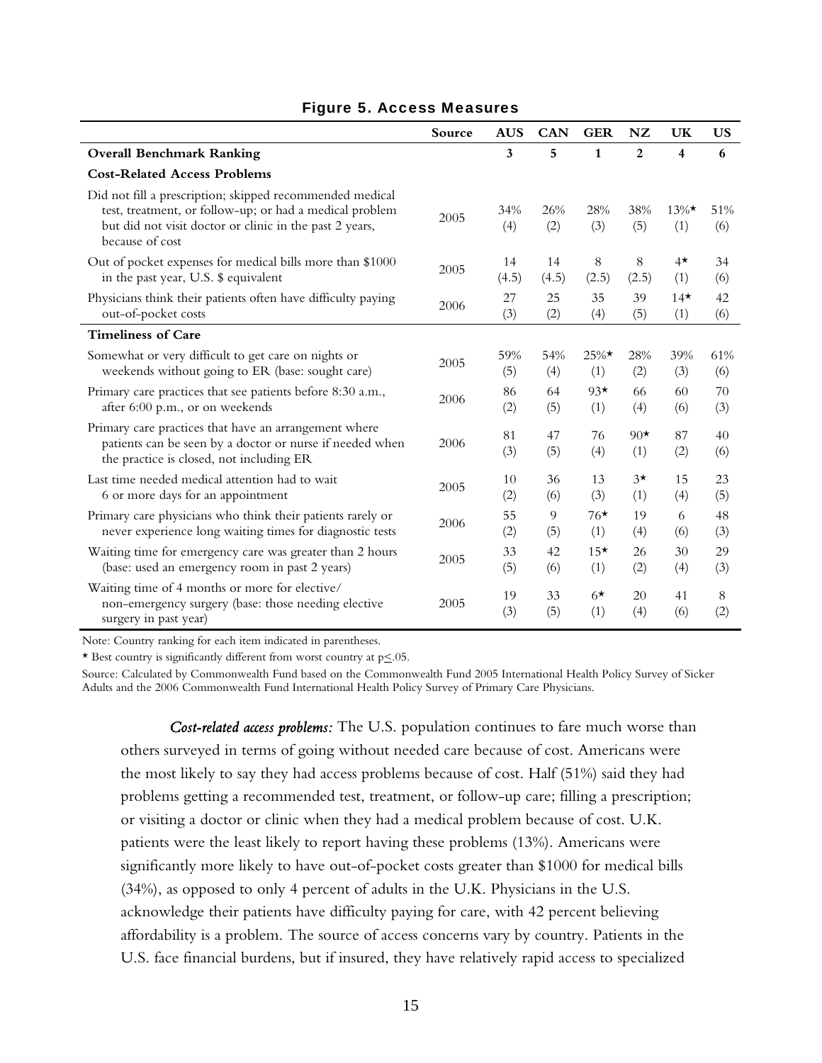**Figure 5. Access Measures**

| | Source | AUS | CAN | GER | NZ | UK | US |
|---|---|---|---|---|---|---|---|
| **Overall Benchmark Ranking** | | **3** | **5** | **1** | **2** | **4** | **6** |
| **Cost-Related Access Problems** | | | | | | | |
| Did not fill a prescription; skipped recommended medical test, treatment, or follow-up; or had a medical problem but did not visit doctor or clinic in the past 2 years, because of cost | 2005 | 34% (4) | 26% (2) | 28% (3) | 38% (5) | 13%* (1) | 51% (6) |
| Out of pocket expenses for medical bills more than $1000 in the past year, U.S. $ equivalent | 2005 | 14 (4.5) | 14 (4.5) | 8 (2.5) | 8 (2.5) | 4* (1) | 34 (6) |
| Physicians think their patients often have difficulty paying out-of-pocket costs | 2006 | 27 (3) | 25 (2) | 35 (4) | 39 (5) | 14* (1) | 42 (6) |
| **Timeliness of Care** | | | | | | | |
| Somewhat or very difficult to get care on nights or weekends without going to ER (base: sought care) | 2005 | 59% (5) | 54% (4) | 25%* (1) | 28% (2) | 39% (3) | 61% (6) |
| Primary care practices that see patients before 8:30 a.m., after 6:00 p.m., or on weekends | 2006 | 86 (2) | 64 (5) | 93* (1) | 66 (4) | 60 (6) | 70 (3) |
| Primary care practices that have an arrangement where patients can be seen by a doctor or nurse if needed when the practice is closed, not including ER | 2006 | 81 (3) | 47 (5) | 76 (4) | 90* (1) | 87 (2) | 40 (6) |
| Last time needed medical attention had to wait 6 or more days for an appointment | 2005 | 10 (2) | 36 (6) | 13 (3) | 3* (1) | 15 (4) | 23 (5) |
| Primary care physicians who think their patients rarely or never experience long waiting times for diagnostic tests | 2006 | 55 (2) | 9 (5) | 76* (1) | 19 (4) | 6 (6) | 48 (3) |
| Waiting time for emergency care was greater than 2 hours (base: used an emergency room in past 2 years) | 2005 | 33 (5) | 42 (6) | 15* (1) | 26 (2) | 30 (4) | 29 (3) |
| Waiting time of 4 months or more for elective/ non-emergency surgery (base: those needing elective surgery in past year) | 2005 | 19 (3) | 33 (5) | 6* (1) | 20 (4) | 41 (6) | 8 (2) |

Note: Country ranking for each item indicated in parentheses.

* Best country is significantly different from worst country at $p \leq .05$.

Source: Calculated by Commonwealth Fund based on the Commonwealth Fund 2005 International Health Policy Survey of Sicker Adults and the 2006 Commonwealth Fund International Health Policy Survey of Primary Care Physicians.

***Cost-related access problems:*** The U.S. population continues to fare much worse than others surveyed in terms of going without needed care because of cost. Americans were the most likely to say they had access problems because of cost. Half (51%) said they had problems getting a recommended test, treatment, or follow-up care; filling a prescription; or visiting a doctor or clinic when they had a medical problem because of cost. U.K. patients were the least likely to report having these problems (13%). Americans were significantly more likely to have out-of-pocket costs greater than $1000 for medical bills (34%), as opposed to only 4 percent of adults in the U.K. Physicians in the U.S. acknowledge their patients have difficulty paying for care, with 42 percent believing affordability is a problem. The source of access concerns vary by country. Patients in the U.S. face financial burdens, but if insured, they have relatively rapid access to specialized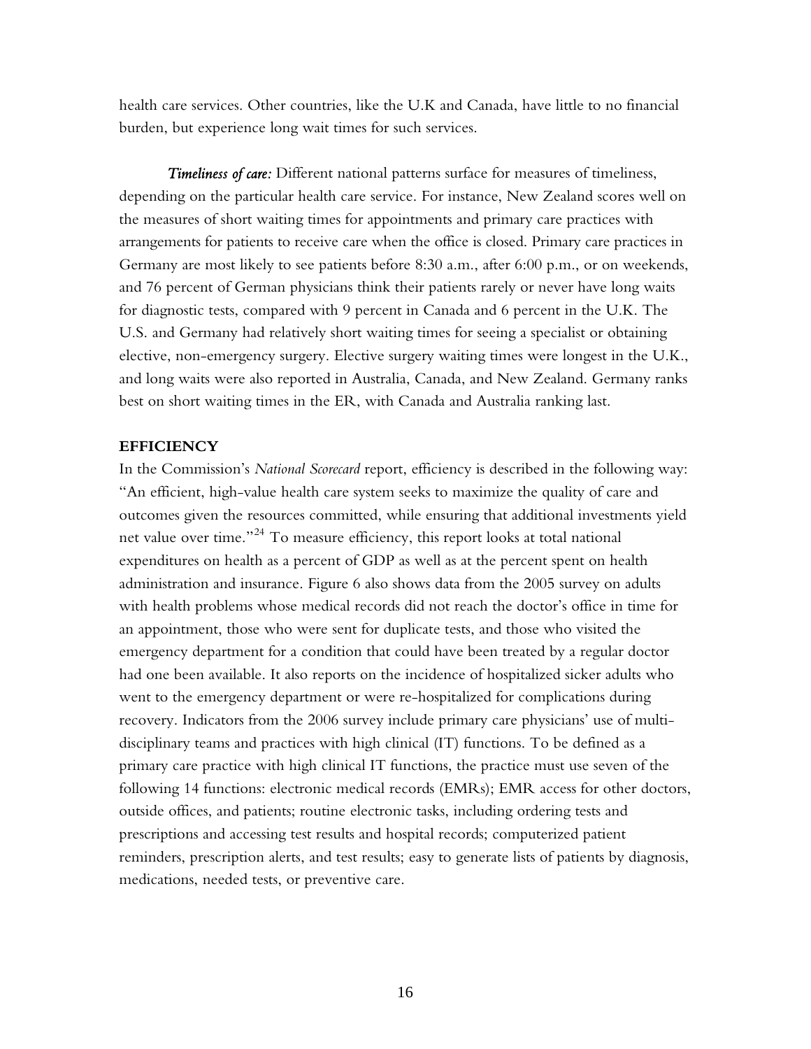health care services. Other countries, like the U.K and Canada, have little to no financial burden, but experience long wait times for such services.

***Timeliness of care:*** Different national patterns surface for measures of timeliness, depending on the particular health care service. For instance, New Zealand scores well on the measures of short waiting times for appointments and primary care practices with arrangements for patients to receive care when the office is closed. Primary care practices in Germany are most likely to see patients before 8:30 a.m., after 6:00 p.m., or on weekends, and 76 percent of German physicians think their patients rarely or never have long waits for diagnostic tests, compared with 9 percent in Canada and 6 percent in the U.K. The U.S. and Germany had relatively short waiting times for seeing a specialist or obtaining elective, non-emergency surgery. Elective surgery waiting times were longest in the U.K., and long waits were also reported in Australia, Canada, and New Zealand. Germany ranks best on short waiting times in the ER, with Canada and Australia ranking last.

**EFFICIENCY**

In the Commission's *National Scorecard* report, efficiency is described in the following way: "An efficient, high-value health care system seeks to maximize the quality of care and outcomes given the resources committed, while ensuring that additional investments yield net value over time."[24] To measure efficiency, this report looks at total national expenditures on health as a percent of GDP as well as at the percent spent on health administration and insurance. Figure 6 also shows data from the 2005 survey on adults with health problems whose medical records did not reach the doctor's office in time for an appointment, those who were sent for duplicate tests, and those who visited the emergency department for a condition that could have been treated by a regular doctor had one been available. It also reports on the incidence of hospitalized sicker adults who went to the emergency department or were re-hospitalized for complications during recovery. Indicators from the 2006 survey include primary care physicians' use of multi-disciplinary teams and practices with high clinical (IT) functions. To be defined as a primary care practice with high clinical IT functions, the practice must use seven of the following 14 functions: electronic medical records (EMRs); EMR access for other doctors, outside offices, and patients; routine electronic tasks, including ordering tests and prescriptions and accessing test results and hospital records; computerized patient reminders, prescription alerts, and test results; easy to generate lists of patients by diagnosis, medications, needed tests, or preventive care.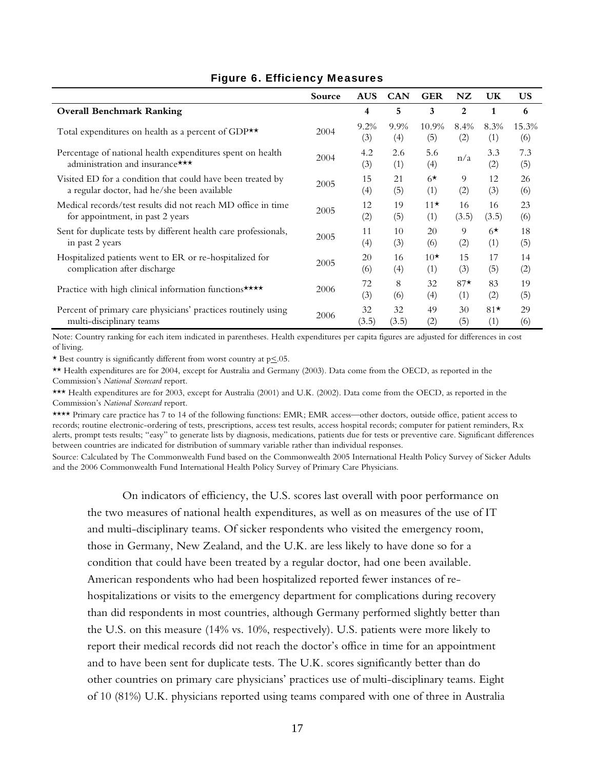**Figure 6. Efficiency Measures**

| | Source | AUS | CAN | GER | NZ | UK | US |
|---|---|---|---|---|---|---|---|
| **Overall Benchmark Ranking** | | **4** | **5** | **3** | **2** | **1** | **6** |
| Total expenditures on health as a percent of GDP** | 2004 | 9.2% (3) | 9.9% (4) | 10.9% (5) | 8.4% (2) | 8.3% (1) | 15.3% (6) |
| Percentage of national health expenditures spent on health administration and insurance*** | 2004 | 4.2 (3) | 2.6 (1) | 5.6 (4) | n/a | 3.3 (2) | 7.3 (5) |
| Visited ED for a condition that could have been treated by a regular doctor, had he/she been available | 2005 | 15 (4) | 21 (5) | 6* (1) | 9 (2) | 12 (3) | 26 (6) |
| Medical records/test results did not reach MD office in time for appointment, in past 2 years | 2005 | 12 (2) | 19 (5) | 11* (1) | 16 (3.5) | 16 (3.5) | 23 (6) |
| Sent for duplicate tests by different health care professionals, in past 2 years | 2005 | 11 (4) | 10 (3) | 20 (6) | 9 (2) | 6* (1) | 18 (5) |
| Hospitalized patients went to ER or re-hospitalized for complication after discharge | 2005 | 20 (6) | 16 (4) | 10* (1) | 15 (3) | 17 (5) | 14 (2) |
| Practice with high clinical information functions**** | 2006 | 72 (3) | 8 (6) | 32 (4) | 87* (1) | 83 (2) | 19 (5) |
| Percent of primary care physicians' practices routinely using multi-disciplinary teams | 2006 | 32 (3.5) | 32 (3.5) | 49 (2) | 30 (5) | 81* (1) | 29 (6) |

Note: Country ranking for each item indicated in parentheses. Health expenditures per capita figures are adjusted for differences in cost of living.

* Best country is significantly different from worst country at $p \leq .05$.

** Health expenditures are for 2004, except for Australia and Germany (2003). Data come from the OECD, as reported in the Commission's *National Scorecard* report.

*** Health expenditures are for 2003, except for Australia (2001) and U.K. (2002). Data come from the OECD, as reported in the Commission's *National Scorecard* report.

**** Primary care practice has 7 to 14 of the following functions: EMR; EMR access—other doctors, outside office, patient access to records; routine electronic-ordering of tests, prescriptions, access test results, access hospital records; computer for patient reminders, Rx alerts, prompt tests results; "easy" to generate lists by diagnosis, medications, patients due for tests or preventive care. Significant differences between countries are indicated for distribution of summary variable rather than individual responses.

Source: Calculated by The Commonwealth Fund based on the Commonwealth 2005 International Health Policy Survey of Sicker Adults and the 2006 Commonwealth Fund International Health Policy Survey of Primary Care Physicians.

On indicators of efficiency, the U.S. scores last overall with poor performance on the two measures of national health expenditures, as well as on measures of the use of IT and multi-disciplinary teams. Of sicker respondents who visited the emergency room, those in Germany, New Zealand, and the U.K. are less likely to have done so for a condition that could have been treated by a regular doctor, had one been available. American respondents who had been hospitalized reported fewer instances of re-hospitalizations or visits to the emergency department for complications during recovery than did respondents in most countries, although Germany performed slightly better than the U.S. on this measure (14% vs. 10%, respectively). U.S. patients were more likely to report their medical records did not reach the doctor's office in time for an appointment and to have been sent for duplicate tests. The U.K. scores significantly better than do other countries on primary care physicians' practices use of multi-disciplinary teams. Eight of 10 (81%) U.K. physicians reported using teams compared with one of three in Australia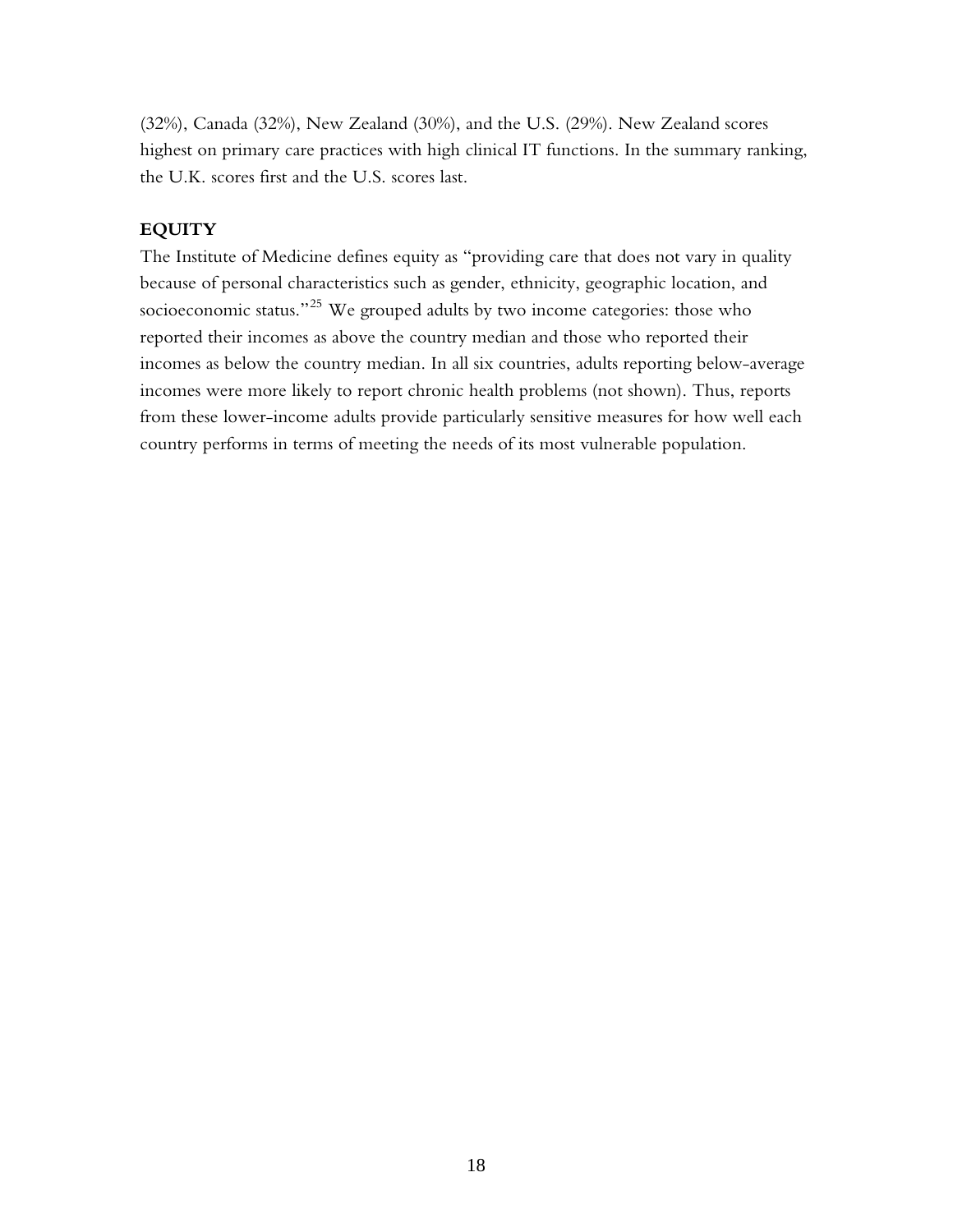(32%), Canada (32%), New Zealand (30%), and the U.S. (29%). New Zealand scores highest on primary care practices with high clinical IT functions. In the summary ranking, the U.K. scores first and the U.S. scores last.

## EQUITY

The Institute of Medicine defines equity as "providing care that does not vary in quality because of personal characteristics such as gender, ethnicity, geographic location, and socioeconomic status."[25] We grouped adults by two income categories: those who reported their incomes as above the country median and those who reported their incomes as below the country median. In all six countries, adults reporting below-average incomes were more likely to report chronic health problems (not shown). Thus, reports from these lower-income adults provide particularly sensitive measures for how well each country performs in terms of meeting the needs of its most vulnerable population.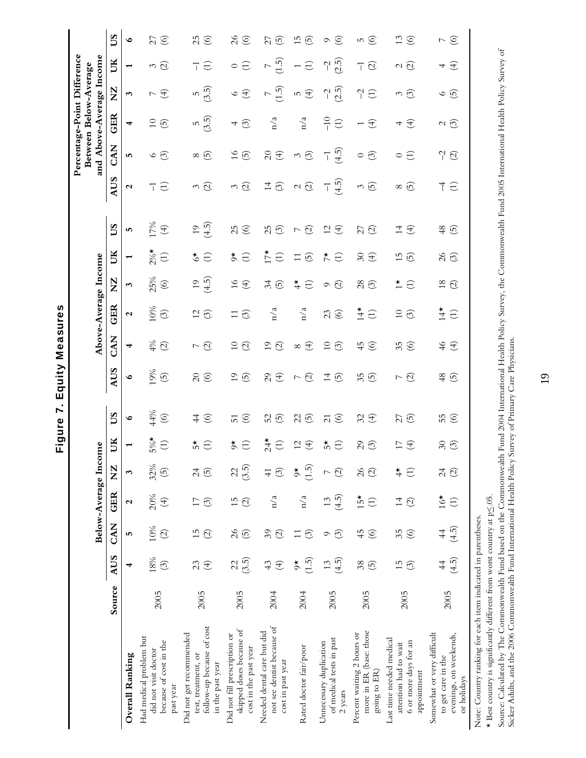# Figure 7. Equity Measures

| | Source | Below-Average Income | | | | | | Above-Average Income | | | | | | Percentage-Point Difference Between Below-Average and Above-Average Income | | | | | |
|---|---|---|---|---|---|---|---|---|---|---|---|---|---|---|---|---|---|---|---|
| | | AUS | CAN | GER | NZ | UK | US | AUS | CAN | GER | NZ | UK | US | AUS | CAN | GER | NZ | UK | US |
| **Overall Ranking** | | **4** | **5** | **2** | **3** | **1** | **6** | **6** | **4** | **2** | **3** | **1** | **5** | **2** | **5** | **4** | **3** | **1** | **6** |
| Had medical problem but did not visit doctor because of cost in the past year | 2005 | 18% (3) | 10% (2) | 20% (4) | 32% (5) | 5%* (1) | 44% (6) | 19% (5) | 4% (2) | 10% (3) | 25% (6) | 2%* (1) | 17% (4) | –1 (1) | 6 (3) | 10 (5) | 7 (4) | 3 (2) | 27 (6) |
| Did not get recommended test, treatment, or follow-up because of cost in the past year | 2005 | 23 (4) | 15 (2) | 17 (3) | 24 (5) | 5* (1) | 44 (6) | 20 (6) | 7 (2) | 12 (3) | 19 (4.5) | 6* (1) | 19 (4.5) | 3 (2) | 8 (5) | 5 (3.5) | 5 (3.5) | –1 (1) | 25 (6) |
| Did not fill prescription or skipped doses because of cost in the past year | 2005 | 22 (3.5) | 26 (5) | 15 (2) | 22 (3.5) | 9* (1) | 51 (6) | 19 (5) | 10 (2) | 11 (3) | 16 (4) | 9* (1) | 25 (6) | 3 (2) | 16 (5) | 4 (3) | 6 (4) | 0 (1) | 26 (6) |
| Needed dental care but did not see dentist because of cost in past year | 2004 | 43 (4) | 39 (2) | n/a | 41 (3) | 24* (1) | 52 (5) | 29 (4) | 19 (2) | n/a | 34 (5) | 17* (1) | 25 (3) | 14 (3) | 20 (4) | n/a | 7 (1.5) | 7 (1.5) | 27 (5) |
| Rated doctor fair/poor | 2004 | 9* (1.5) | 11 (3) | n/a | 9* (1.5) | 12 (4) | 22 (5) | 7 (2) | 8 (4) | n/a | 4* (1) | 11 (5) | 7 (2) | 2 (2) | 3 (3) | n/a | 5 (4) | 1 (1) | 15 (5) |
| Unnecessary duplication of medical tests in past 2 years | 2005 | 13 (4.5) | 9 (3) | 13 (4.5) | 7 (2) | 5* (1) | 21 (6) | 14 (5) | 10 (3) | 23 (6) | 9 (2) | 7* (1) | 12 (4) | –1 (4.5) | –1 (4.5) | –10 (1) | –2 (2.5) | –2 (2.5) | 9 (6) |
| Percent waiting 2 hours or more in ER (base: those going to ER) | 2005 | 38 (5) | 45 (6) | 15* (1) | 26 (2) | 29 (3) | 32 (4) | 35 (5) | 45 (6) | 14* (1) | 28 (3) | 30 (4) | 27 (2) | 3 (5) | 0 (3) | 1 (4) | –2 (1) | –1 (2) | 5 (6) |
| Last time needed medical attention had to wait 6 or more days for an appointment | 2005 | 15 (3) | 35 (6) | 14 (2) | 4* (1) | 17 (4) | 27 (5) | 7 (2) | 35 (6) | 10 (3) | 1* (1) | 15 (5) | 14 (4) | 8 (5) | 0 (1) | 4 (4) | 3 (3) | 2 (2) | 13 (6) |
| Somewhat or very difficult to get care in the evenings, on weekends, or holidays | 2005 | 44 (4.5) | 44 (4.5) | 16* (1) | 24 (2) | 30 (3) | 55 (6) | 48 (5) | 46 (4) | 14* (1) | 18 (2) | 26 (3) | 48 (5) | –4 (1) | –2 (2) | 2 (3) | 6 (5) | 4 (4) | 7 (6) |

Note: Country ranking for each item indicated in parentheses.

* Best country is significantly different from worst country at p≤.05.

Source: Calculated by The Commonwealth Fund based on the Commonwealth Fund 2004 International Health Policy Survey, the Commonwealth Fund 2005 International Health Policy Survey of Sicker Adults, and the 2006 Commonwealth Fund International Health Policy Survey of Primary Care Physicians.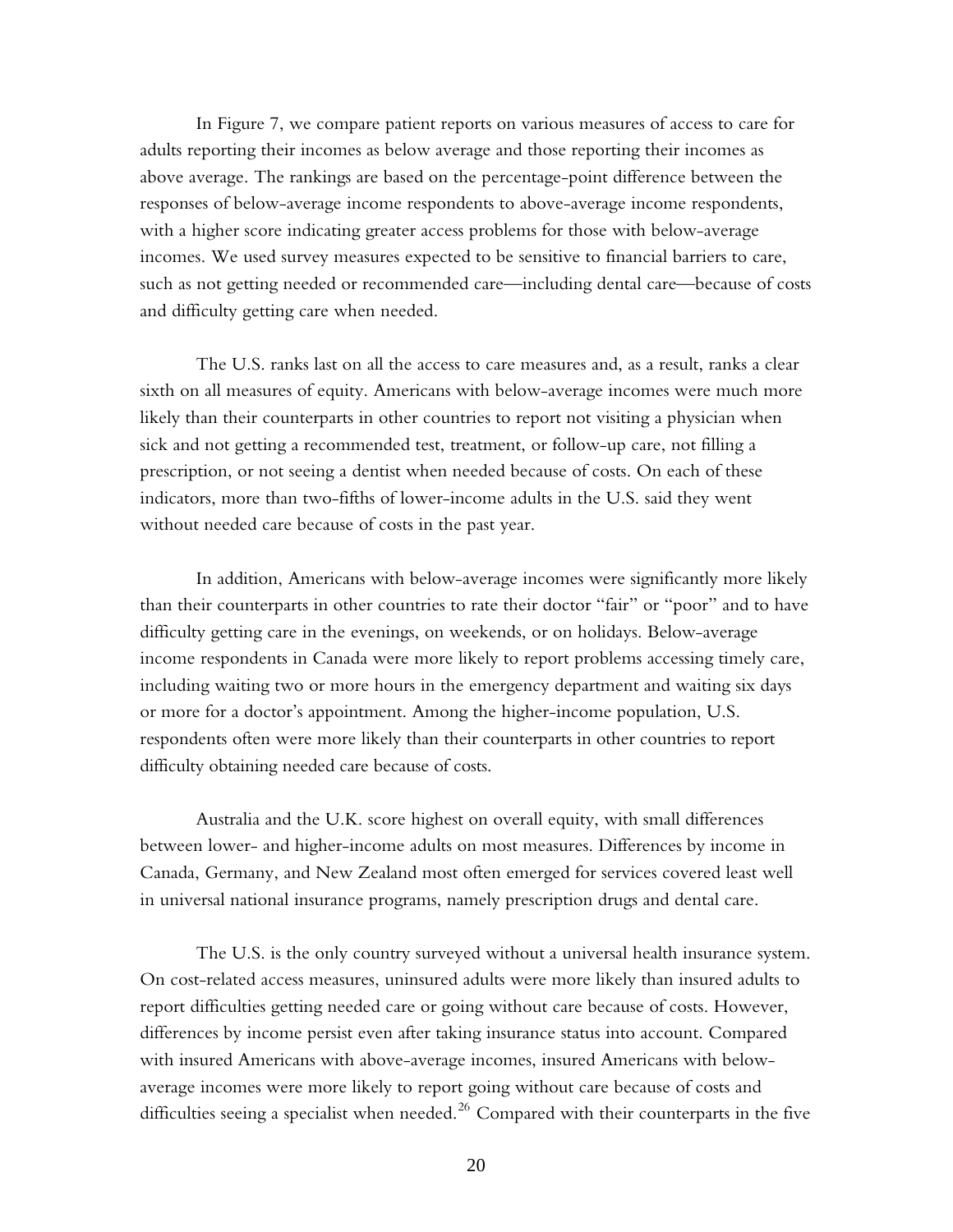In Figure 7, we compare patient reports on various measures of access to care for adults reporting their incomes as below average and those reporting their incomes as above average. The rankings are based on the percentage-point difference between the responses of below-average income respondents to above-average income respondents, with a higher score indicating greater access problems for those with below-average incomes. We used survey measures expected to be sensitive to financial barriers to care, such as not getting needed or recommended care—including dental care—because of costs and difficulty getting care when needed.

The U.S. ranks last on all the access to care measures and, as a result, ranks a clear sixth on all measures of equity. Americans with below-average incomes were much more likely than their counterparts in other countries to report not visiting a physician when sick and not getting a recommended test, treatment, or follow-up care, not filling a prescription, or not seeing a dentist when needed because of costs. On each of these indicators, more than two-fifths of lower-income adults in the U.S. said they went without needed care because of costs in the past year.

In addition, Americans with below-average incomes were significantly more likely than their counterparts in other countries to rate their doctor "fair" or "poor" and to have difficulty getting care in the evenings, on weekends, or on holidays. Below-average income respondents in Canada were more likely to report problems accessing timely care, including waiting two or more hours in the emergency department and waiting six days or more for a doctor's appointment. Among the higher-income population, U.S. respondents often were more likely than their counterparts in other countries to report difficulty obtaining needed care because of costs.

Australia and the U.K. score highest on overall equity, with small differences between lower- and higher-income adults on most measures. Differences by income in Canada, Germany, and New Zealand most often emerged for services covered least well in universal national insurance programs, namely prescription drugs and dental care.

The U.S. is the only country surveyed without a universal health insurance system. On cost-related access measures, uninsured adults were more likely than insured adults to report difficulties getting needed care or going without care because of costs. However, differences by income persist even after taking insurance status into account. Compared with insured Americans with above-average incomes, insured Americans with below-average incomes were more likely to report going without care because of costs and difficulties seeing a specialist when needed.[26] Compared with their counterparts in the five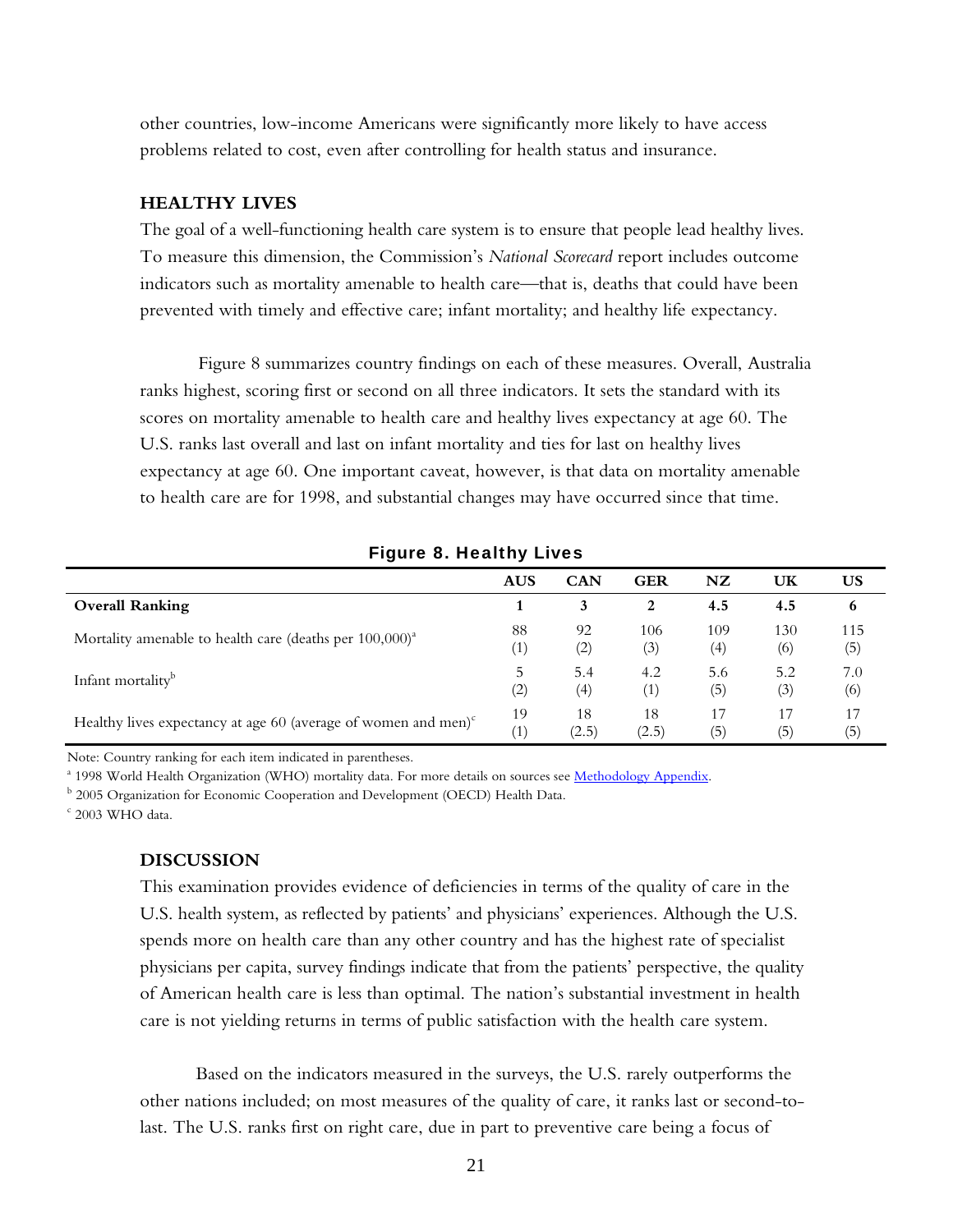other countries, low-income Americans were significantly more likely to have access problems related to cost, even after controlling for health status and insurance.

### HEALTHY LIVES

The goal of a well-functioning health care system is to ensure that people lead healthy lives. To measure this dimension, the Commission's *National Scorecard* report includes outcome indicators such as mortality amenable to health care—that is, deaths that could have been prevented with timely and effective care; infant mortality; and healthy life expectancy.

Figure 8 summarizes country findings on each of these measures. Overall, Australia ranks highest, scoring first or second on all three indicators. It sets the standard with its scores on mortality amenable to health care and healthy lives expectancy at age 60. The U.S. ranks last overall and last on infant mortality and ties for last on healthy lives expectancy at age 60. One important caveat, however, is that data on mortality amenable to health care are for 1998, and substantial changes may have occurred since that time.

**Figure 8. Healthy Lives**

| | AUS | CAN | GER | NZ | UK | US |
|---|---|---|---|---|---|---|
| **Overall Ranking** | **1** | **3** | **2** | **4.5** | **4.5** | **6** |
| Mortality amenable to health care (deaths per 100,000)[a] | 88 (1) | 92 (2) | 106 (3) | 109 (4) | 130 (6) | 115 (5) |
| Infant mortality[b] | 5 (2) | 5.4 (4) | 4.2 (1) | 5.6 (5) | 5.2 (3) | 7.0 (6) |
| Healthy lives expectancy at age 60 (average of women and men)[c] | 19 (1) | 18 (2.5) | 18 (2.5) | 17 (5) | 17 (5) | 17 (5) |

Note: Country ranking for each item indicated in parentheses.

[a] 1998 World Health Organization (WHO) mortality data. For more details on sources see Methodology Appendix.

[b] 2005 Organization for Economic Cooperation and Development (OECD) Health Data.

[c] 2003 WHO data.

### DISCUSSION

This examination provides evidence of deficiencies in terms of the quality of care in the U.S. health system, as reflected by patients' and physicians' experiences. Although the U.S. spends more on health care than any other country and has the highest rate of specialist physicians per capita, survey findings indicate that from the patients' perspective, the quality of American health care is less than optimal. The nation's substantial investment in health care is not yielding returns in terms of public satisfaction with the health care system.

Based on the indicators measured in the surveys, the U.S. rarely outperforms the other nations included; on most measures of the quality of care, it ranks last or second-to-last. The U.S. ranks first on right care, due in part to preventive care being a focus of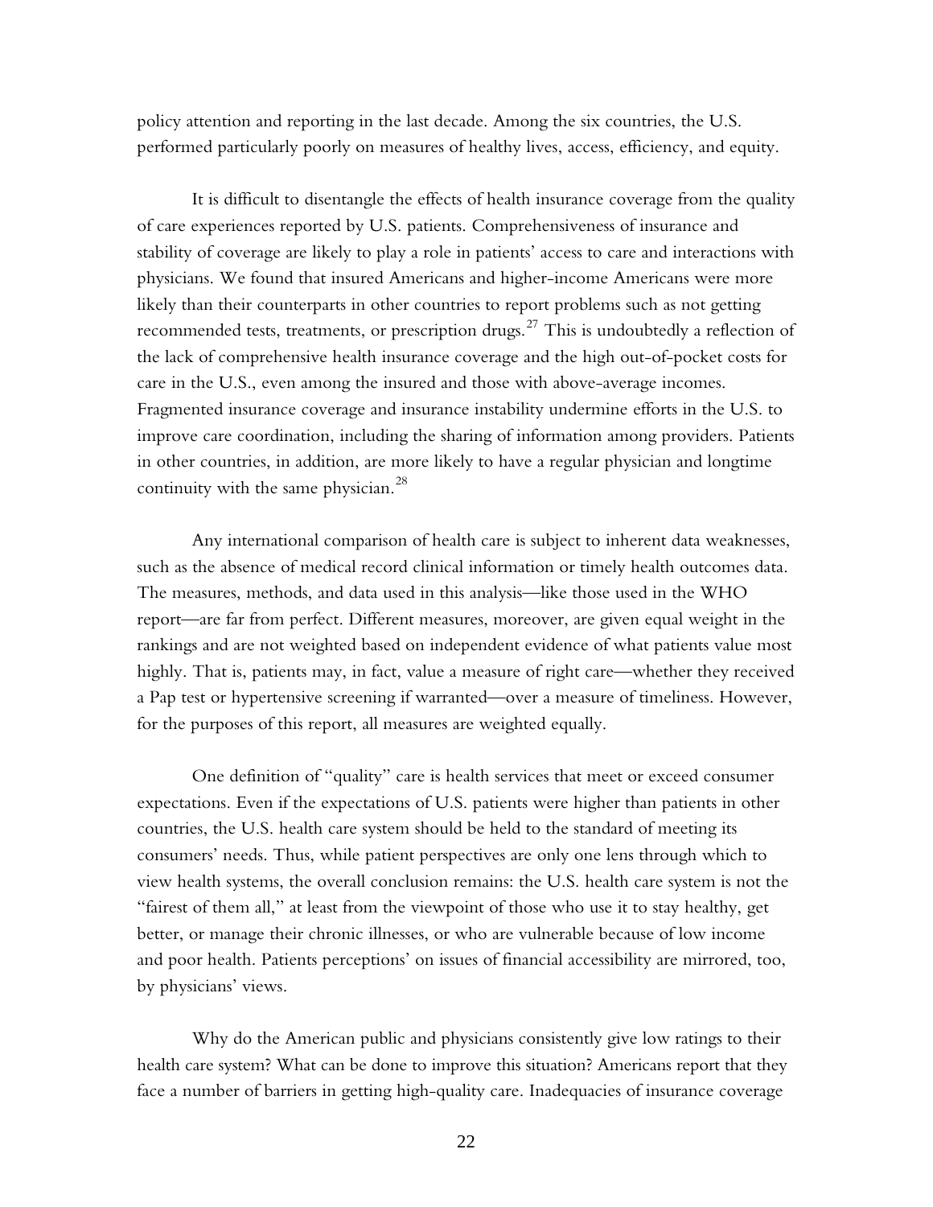policy attention and reporting in the last decade. Among the six countries, the U.S. performed particularly poorly on measures of healthy lives, access, efficiency, and equity.

It is difficult to disentangle the effects of health insurance coverage from the quality of care experiences reported by U.S. patients. Comprehensiveness of insurance and stability of coverage are likely to play a role in patients' access to care and interactions with physicians. We found that insured Americans and higher-income Americans were more likely than their counterparts in other countries to report problems such as not getting recommended tests, treatments, or prescription drugs.[27] This is undoubtedly a reflection of the lack of comprehensive health insurance coverage and the high out-of-pocket costs for care in the U.S., even among the insured and those with above-average incomes. Fragmented insurance coverage and insurance instability undermine efforts in the U.S. to improve care coordination, including the sharing of information among providers. Patients in other countries, in addition, are more likely to have a regular physician and longtime continuity with the same physician.[28]

Any international comparison of health care is subject to inherent data weaknesses, such as the absence of medical record clinical information or timely health outcomes data. The measures, methods, and data used in this analysis—like those used in the WHO report—are far from perfect. Different measures, moreover, are given equal weight in the rankings and are not weighted based on independent evidence of what patients value most highly. That is, patients may, in fact, value a measure of right care—whether they received a Pap test or hypertensive screening if warranted—over a measure of timeliness. However, for the purposes of this report, all measures are weighted equally.

One definition of "quality" care is health services that meet or exceed consumer expectations. Even if the expectations of U.S. patients were higher than patients in other countries, the U.S. health care system should be held to the standard of meeting its consumers' needs. Thus, while patient perspectives are only one lens through which to view health systems, the overall conclusion remains: the U.S. health care system is not the "fairest of them all," at least from the viewpoint of those who use it to stay healthy, get better, or manage their chronic illnesses, or who are vulnerable because of low income and poor health. Patients perceptions' on issues of financial accessibility are mirrored, too, by physicians' views.

Why do the American public and physicians consistently give low ratings to their health care system? What can be done to improve this situation? Americans report that they face a number of barriers in getting high-quality care. Inadequacies of insurance coverage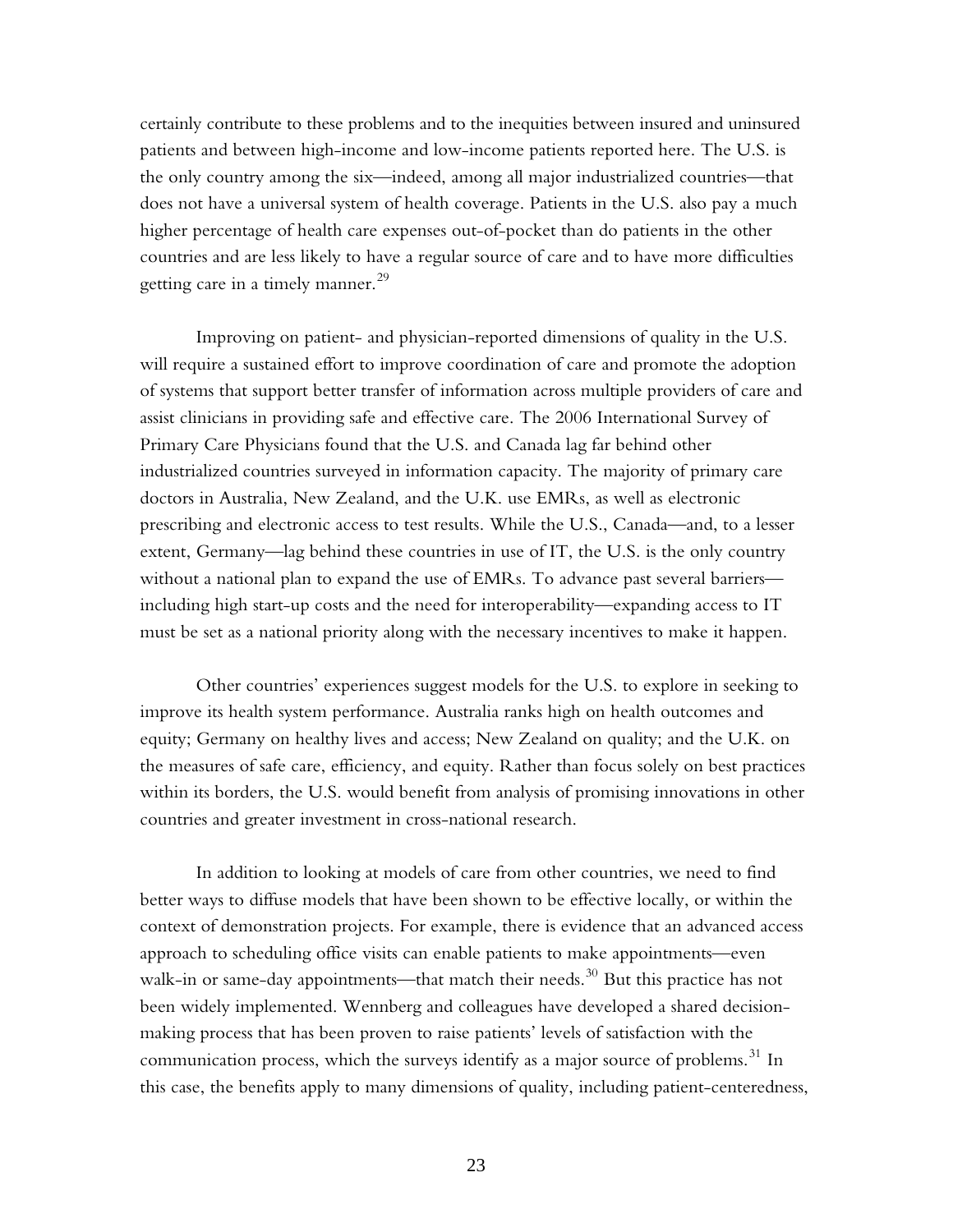certainly contribute to these problems and to the inequities between insured and uninsured patients and between high-income and low-income patients reported here. The U.S. is the only country among the six—indeed, among all major industrialized countries—that does not have a universal system of health coverage. Patients in the U.S. also pay a much higher percentage of health care expenses out-of-pocket than do patients in the other countries and are less likely to have a regular source of care and to have more difficulties getting care in a timely manner.[29]

Improving on patient- and physician-reported dimensions of quality in the U.S. will require a sustained effort to improve coordination of care and promote the adoption of systems that support better transfer of information across multiple providers of care and assist clinicians in providing safe and effective care. The 2006 International Survey of Primary Care Physicians found that the U.S. and Canada lag far behind other industrialized countries surveyed in information capacity. The majority of primary care doctors in Australia, New Zealand, and the U.K. use EMRs, as well as electronic prescribing and electronic access to test results. While the U.S., Canada—and, to a lesser extent, Germany—lag behind these countries in use of IT, the U.S. is the only country without a national plan to expand the use of EMRs. To advance past several barriers—including high start-up costs and the need for interoperability—expanding access to IT must be set as a national priority along with the necessary incentives to make it happen.

Other countries' experiences suggest models for the U.S. to explore in seeking to improve its health system performance. Australia ranks high on health outcomes and equity; Germany on healthy lives and access; New Zealand on quality; and the U.K. on the measures of safe care, efficiency, and equity. Rather than focus solely on best practices within its borders, the U.S. would benefit from analysis of promising innovations in other countries and greater investment in cross-national research.

In addition to looking at models of care from other countries, we need to find better ways to diffuse models that have been shown to be effective locally, or within the context of demonstration projects. For example, there is evidence that an advanced access approach to scheduling office visits can enable patients to make appointments—even walk-in or same-day appointments—that match their needs.[30] But this practice has not been widely implemented. Wennberg and colleagues have developed a shared decision-making process that has been proven to raise patients' levels of satisfaction with the communication process, which the surveys identify as a major source of problems.[31] In this case, the benefits apply to many dimensions of quality, including patient-centeredness,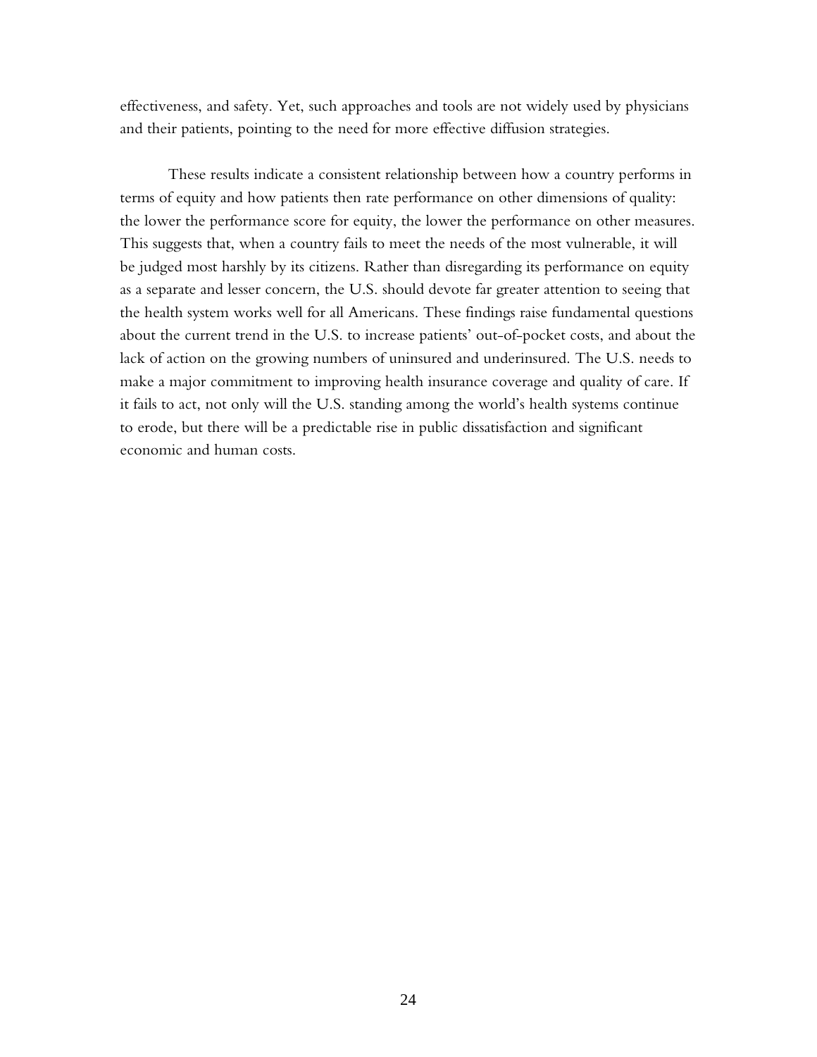effectiveness, and safety. Yet, such approaches and tools are not widely used by physicians and their patients, pointing to the need for more effective diffusion strategies.

These results indicate a consistent relationship between how a country performs in terms of equity and how patients then rate performance on other dimensions of quality: the lower the performance score for equity, the lower the performance on other measures. This suggests that, when a country fails to meet the needs of the most vulnerable, it will be judged most harshly by its citizens. Rather than disregarding its performance on equity as a separate and lesser concern, the U.S. should devote far greater attention to seeing that the health system works well for all Americans. These findings raise fundamental questions about the current trend in the U.S. to increase patients' out-of-pocket costs, and about the lack of action on the growing numbers of uninsured and underinsured. The U.S. needs to make a major commitment to improving health insurance coverage and quality of care. If it fails to act, not only will the U.S. standing among the world's health systems continue to erode, but there will be a predictable rise in public dissatisfaction and significant economic and human costs.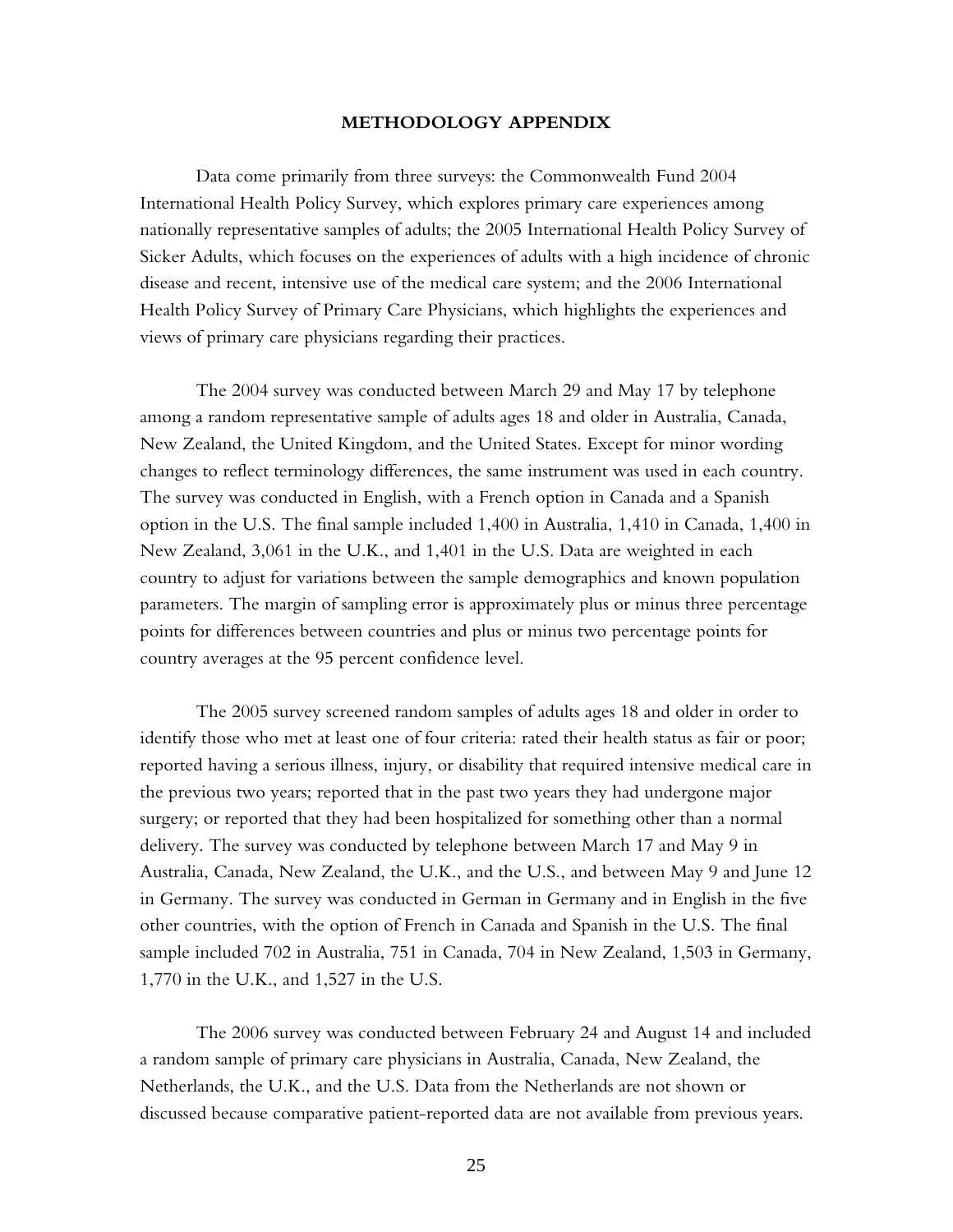# METHODOLOGY APPENDIX

Data come primarily from three surveys: the Commonwealth Fund 2004 International Health Policy Survey, which explores primary care experiences among nationally representative samples of adults; the 2005 International Health Policy Survey of Sicker Adults, which focuses on the experiences of adults with a high incidence of chronic disease and recent, intensive use of the medical care system; and the 2006 International Health Policy Survey of Primary Care Physicians, which highlights the experiences and views of primary care physicians regarding their practices.

The 2004 survey was conducted between March 29 and May 17 by telephone among a random representative sample of adults ages 18 and older in Australia, Canada, New Zealand, the United Kingdom, and the United States. Except for minor wording changes to reflect terminology differences, the same instrument was used in each country. The survey was conducted in English, with a French option in Canada and a Spanish option in the U.S. The final sample included 1,400 in Australia, 1,410 in Canada, 1,400 in New Zealand, 3,061 in the U.K., and 1,401 in the U.S. Data are weighted in each country to adjust for variations between the sample demographics and known population parameters. The margin of sampling error is approximately plus or minus three percentage points for differences between countries and plus or minus two percentage points for country averages at the 95 percent confidence level.

The 2005 survey screened random samples of adults ages 18 and older in order to identify those who met at least one of four criteria: rated their health status as fair or poor; reported having a serious illness, injury, or disability that required intensive medical care in the previous two years; reported that in the past two years they had undergone major surgery; or reported that they had been hospitalized for something other than a normal delivery. The survey was conducted by telephone between March 17 and May 9 in Australia, Canada, New Zealand, the U.K., and the U.S., and between May 9 and June 12 in Germany. The survey was conducted in German in Germany and in English in the five other countries, with the option of French in Canada and Spanish in the U.S. The final sample included 702 in Australia, 751 in Canada, 704 in New Zealand, 1,503 in Germany, 1,770 in the U.K., and 1,527 in the U.S.

The 2006 survey was conducted between February 24 and August 14 and included a random sample of primary care physicians in Australia, Canada, New Zealand, the Netherlands, the U.K., and the U.S. Data from the Netherlands are not shown or discussed because comparative patient-reported data are not available from previous years.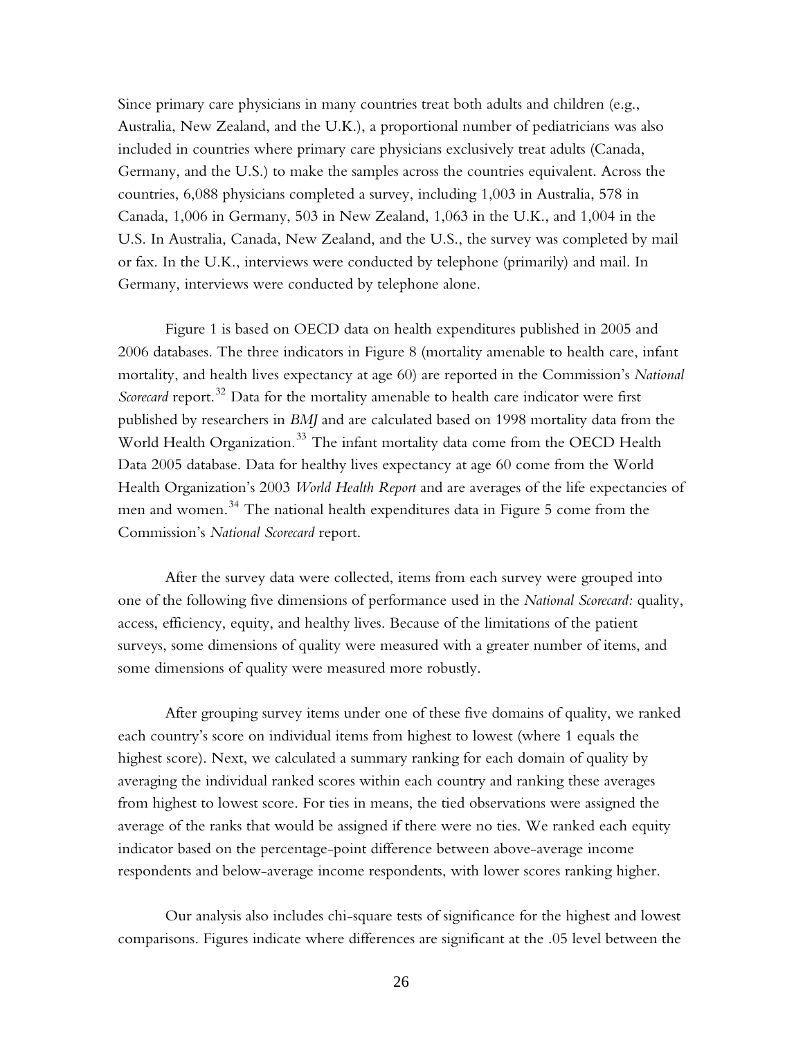Since primary care physicians in many countries treat both adults and children (e.g., Australia, New Zealand, and the U.K.), a proportional number of pediatricians was also included in countries where primary care physicians exclusively treat adults (Canada, Germany, and the U.S.) to make the samples across the countries equivalent. Across the countries, 6,088 physicians completed a survey, including 1,003 in Australia, 578 in Canada, 1,006 in Germany, 503 in New Zealand, 1,063 in the U.K., and 1,004 in the U.S. In Australia, Canada, New Zealand, and the U.S., the survey was completed by mail or fax. In the U.K., interviews were conducted by telephone (primarily) and mail. In Germany, interviews were conducted by telephone alone.

Figure 1 is based on OECD data on health expenditures published in 2005 and 2006 databases. The three indicators in Figure 8 (mortality amenable to health care, infant mortality, and health lives expectancy at age 60) are reported in the Commission's *National Scorecard* report.[32] Data for the mortality amenable to health care indicator were first published by researchers in *BMJ* and are calculated based on 1998 mortality data from the World Health Organization.[33] The infant mortality data come from the OECD Health Data 2005 database. Data for healthy lives expectancy at age 60 come from the World Health Organization's 2003 *World Health Report* and are averages of the life expectancies of men and women.[34] The national health expenditures data in Figure 5 come from the Commission's *National Scorecard* report.

After the survey data were collected, items from each survey were grouped into one of the following five dimensions of performance used in the *National Scorecard:* quality, access, efficiency, equity, and healthy lives. Because of the limitations of the patient surveys, some dimensions of quality were measured with a greater number of items, and some dimensions of quality were measured more robustly.

After grouping survey items under one of these five domains of quality, we ranked each country's score on individual items from highest to lowest (where 1 equals the highest score). Next, we calculated a summary ranking for each domain of quality by averaging the individual ranked scores within each country and ranking these averages from highest to lowest score. For ties in means, the tied observations were assigned the average of the ranks that would be assigned if there were no ties. We ranked each equity indicator based on the percentage-point difference between above-average income respondents and below-average income respondents, with lower scores ranking higher.

Our analysis also includes chi-square tests of significance for the highest and lowest comparisons. Figures indicate where differences are significant at the .05 level between the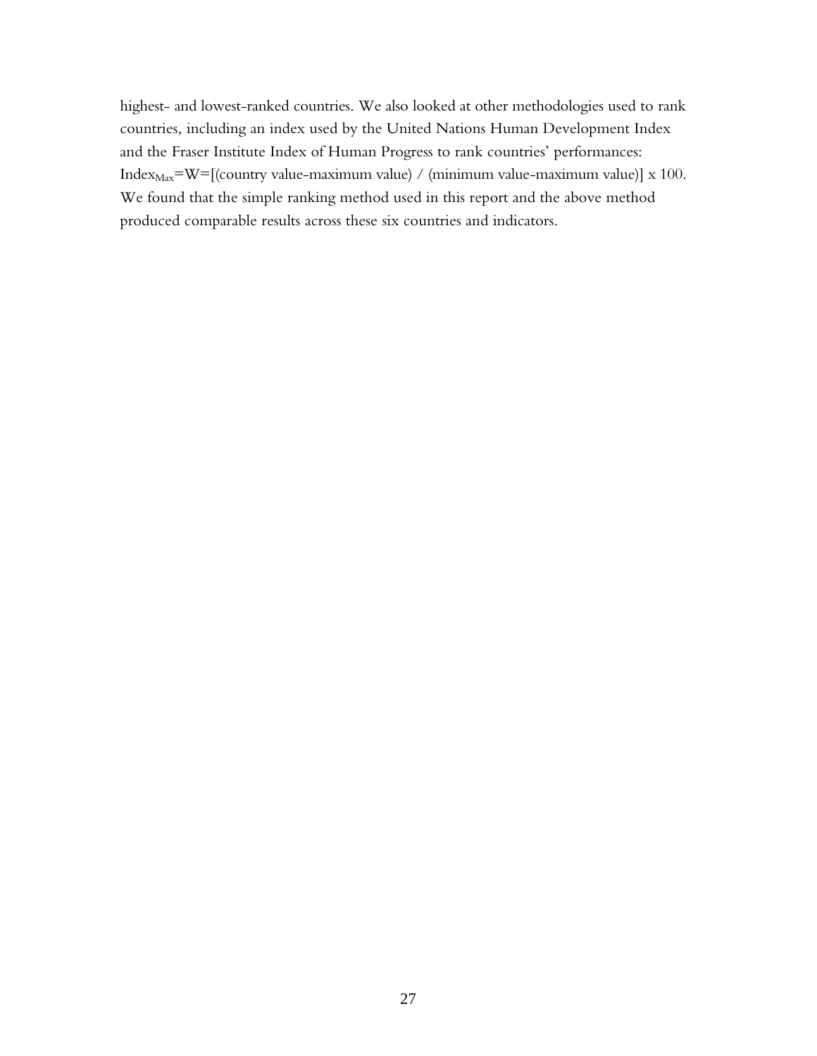highest- and lowest-ranked countries. We also looked at other methodologies used to rank countries, including an index used by the United Nations Human Development Index and the Fraser Institute Index of Human Progress to rank countries' performances: $Index_{Max}$=W=[(country value-maximum value) / (minimum value-maximum value)] x 100. We found that the simple ranking method used in this report and the above method produced comparable results across these six countries and indicators.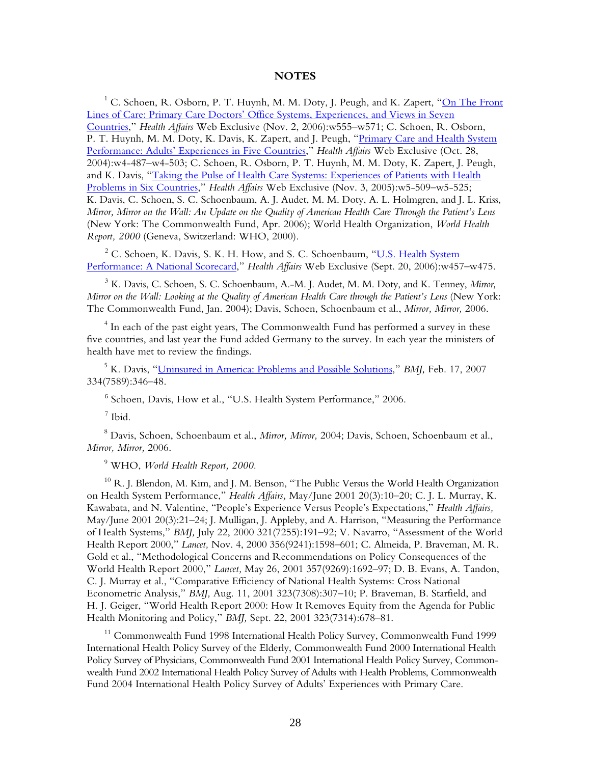# NOTES

[1] C. Schoen, R. Osborn, P. T. Huynh, M. M. Doty, J. Peugh, and K. Zapert, "On The Front Lines of Care: Primary Care Doctors' Office Systems, Experiences, and Views in Seven Countries," *Health Affairs* Web Exclusive (Nov. 2, 2006):w555–w571; C. Schoen, R. Osborn, P. T. Huynh, M. M. Doty, K. Davis, K. Zapert, and J. Peugh, "Primary Care and Health System Performance: Adults' Experiences in Five Countries," *Health Affairs* Web Exclusive (Oct. 28, 2004):w4-487–w4-503; C. Schoen, R. Osborn, P. T. Huynh, M. M. Doty, K. Zapert, J. Peugh, and K. Davis, "Taking the Pulse of Health Care Systems: Experiences of Patients with Health Problems in Six Countries," *Health Affairs* Web Exclusive (Nov. 3, 2005):w5-509–w5-525; K. Davis, C. Schoen, S. C. Schoenbaum, A. J. Audet, M. M. Doty, A. L. Holmgren, and J. L. Kriss, *Mirror, Mirror on the Wall: An Update on the Quality of American Health Care Through the Patient's Lens* (New York: The Commonwealth Fund, Apr. 2006); World Health Organization, *World Health Report, 2000* (Geneva, Switzerland: WHO, 2000).

[2] C. Schoen, K. Davis, S. K. H. How, and S. C. Schoenbaum, "U.S. Health System Performance: A National Scorecard," *Health Affairs* Web Exclusive (Sept. 20, 2006):w457–w475.

[3] K. Davis, C. Schoen, S. C. Schoenbaum, A.-M. J. Audet, M. M. Doty, and K. Tenney, *Mirror, Mirror on the Wall: Looking at the Quality of American Health Care through the Patient's Lens* (New York: The Commonwealth Fund, Jan. 2004); Davis, Schoen, Schoenbaum et al., *Mirror, Mirror,* 2006.

[4] In each of the past eight years, The Commonwealth Fund has performed a survey in these five countries, and last year the Fund added Germany to the survey. In each year the ministers of health have met to review the findings.

[5] K. Davis, "Uninsured in America: Problems and Possible Solutions," *BMJ,* Feb. 17, 2007 334(7589):346–48.

[6] Schoen, Davis, How et al., "U.S. Health System Performance," 2006.

[7] Ibid.

[8] Davis, Schoen, Schoenbaum et al., *Mirror, Mirror,* 2004; Davis, Schoen, Schoenbaum et al., *Mirror, Mirror,* 2006.

[9] WHO, *World Health Report, 2000.*

[10] R. J. Blendon, M. Kim, and J. M. Benson, "The Public Versus the World Health Organization on Health System Performance," *Health Affairs,* May/June 2001 20(3):10–20; C. J. L. Murray, K. Kawabata, and N. Valentine, "People's Experience Versus People's Expectations," *Health Affairs,* May/June 2001 20(3):21–24; J. Mulligan, J. Appleby, and A. Harrison, "Measuring the Performance of Health Systems," *BMJ,* July 22, 2000 321(7255):191–92; V. Navarro, "Assessment of the World Health Report 2000," *Lancet,* Nov. 4, 2000 356(9241):1598–601; C. Almeida, P. Braveman, M. R. Gold et al., "Methodological Concerns and Recommendations on Policy Consequences of the World Health Report 2000," *Lancet,* May 26, 2001 357(9269):1692–97; D. B. Evans, A. Tandon, C. J. Murray et al., "Comparative Efficiency of National Health Systems: Cross National Econometric Analysis," *BMJ,* Aug. 11, 2001 323(7308):307–10; P. Braveman, B. Starfield, and H. J. Geiger, "World Health Report 2000: How It Removes Equity from the Agenda for Public Health Monitoring and Policy," *BMJ,* Sept. 22, 2001 323(7314):678–81.

[11] Commonwealth Fund 1998 International Health Policy Survey, Commonwealth Fund 1999 International Health Policy Survey of the Elderly, Commonwealth Fund 2000 International Health Policy Survey of Physicians, Commonwealth Fund 2001 International Health Policy Survey, Commonwealth Fund 2002 International Health Policy Survey of Adults with Health Problems, Commonwealth Fund 2004 International Health Policy Survey of Adults' Experiences with Primary Care.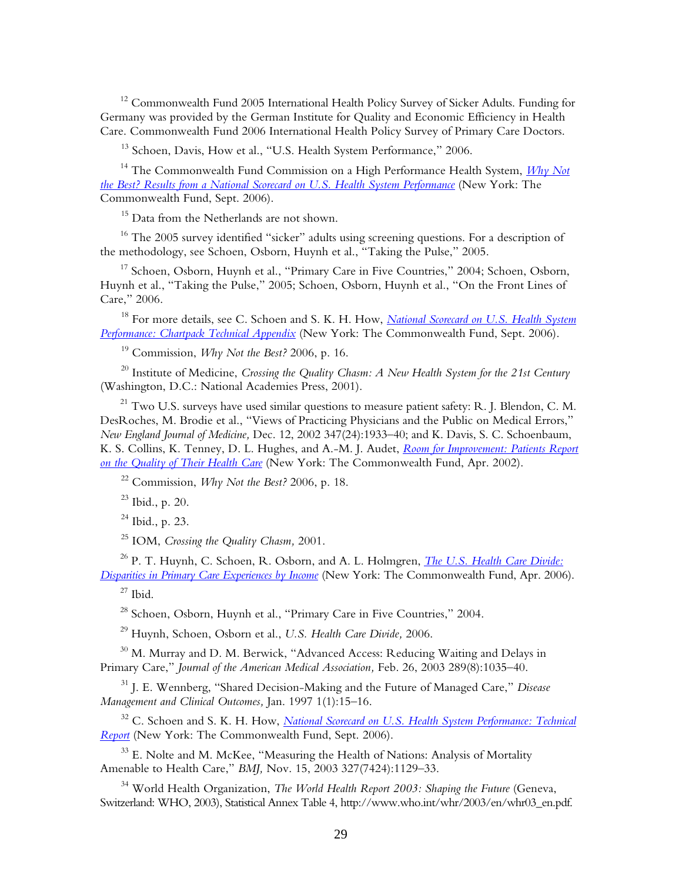[12] Commonwealth Fund 2005 International Health Policy Survey of Sicker Adults. Funding for Germany was provided by the German Institute for Quality and Economic Efficiency in Health Care. Commonwealth Fund 2006 International Health Policy Survey of Primary Care Doctors.

[13] Schoen, Davis, How et al., "U.S. Health System Performance," 2006.

[14] The Commonwealth Fund Commission on a High Performance Health System, *Why Not the Best? Results from a National Scorecard on U.S. Health System Performance* (New York: The Commonwealth Fund, Sept. 2006).

[15] Data from the Netherlands are not shown.

[16] The 2005 survey identified "sicker" adults using screening questions. For a description of the methodology, see Schoen, Osborn, Huynh et al., "Taking the Pulse," 2005.

[17] Schoen, Osborn, Huynh et al., "Primary Care in Five Countries," 2004; Schoen, Osborn, Huynh et al., "Taking the Pulse," 2005; Schoen, Osborn, Huynh et al., "On the Front Lines of Care," 2006.

[18] For more details, see C. Schoen and S. K. H. How, *National Scorecard on U.S. Health System Performance: Chartpack Technical Appendix* (New York: The Commonwealth Fund, Sept. 2006).

[19] Commission, *Why Not the Best?* 2006, p. 16.

[20] Institute of Medicine, *Crossing the Quality Chasm: A New Health System for the 21st Century* (Washington, D.C.: National Academies Press, 2001).

[21] Two U.S. surveys have used similar questions to measure patient safety: R. J. Blendon, C. M. DesRoches, M. Brodie et al., "Views of Practicing Physicians and the Public on Medical Errors," *New England Journal of Medicine,* Dec. 12, 2002 347(24):1933–40; and K. Davis, S. C. Schoenbaum, K. S. Collins, K. Tenney, D. L. Hughes, and A.-M. J. Audet, *Room for Improvement: Patients Report on the Quality of Their Health Care* (New York: The Commonwealth Fund, Apr. 2002).

[22] Commission, *Why Not the Best?* 2006, p. 18.

[23] Ibid., p. 20.

[24] Ibid., p. 23.

[25] IOM, *Crossing the Quality Chasm,* 2001.

[26] P. T. Huynh, C. Schoen, R. Osborn, and A. L. Holmgren, *The U.S. Health Care Divide: Disparities in Primary Care Experiences by Income* (New York: The Commonwealth Fund, Apr. 2006).

[27] Ibid.

[28] Schoen, Osborn, Huynh et al., "Primary Care in Five Countries," 2004.

[29] Huynh, Schoen, Osborn et al., *U.S. Health Care Divide,* 2006.

[30] M. Murray and D. M. Berwick, "Advanced Access: Reducing Waiting and Delays in Primary Care," *Journal of the American Medical Association,* Feb. 26, 2003 289(8):1035–40.

[31] J. E. Wennberg, "Shared Decision-Making and the Future of Managed Care," *Disease Management and Clinical Outcomes,* Jan. 1997 1(1):15–16.

[32] C. Schoen and S. K. H. How, *National Scorecard on U.S. Health System Performance: Technical Report* (New York: The Commonwealth Fund, Sept. 2006).

[33] E. Nolte and M. McKee, "Measuring the Health of Nations: Analysis of Mortality Amenable to Health Care," *BMJ,* Nov. 15, 2003 327(7424):1129–33.

[34] World Health Organization, *The World Health Report 2003: Shaping the Future* (Geneva, Switzerland: WHO, 2003), Statistical Annex Table 4, http://www.who.int/whr/2003/en/whr03_en.pdf.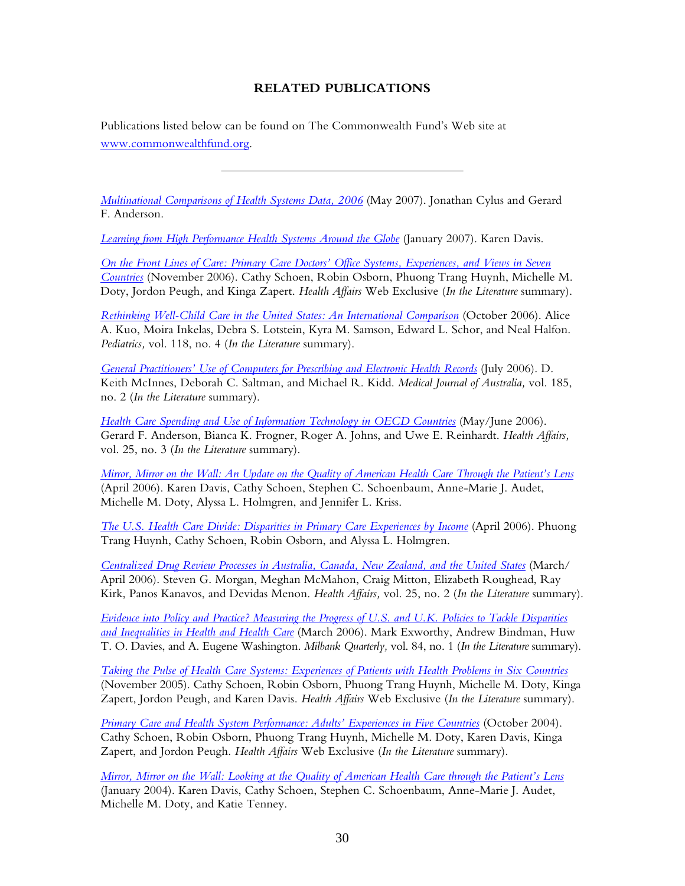## RELATED PUBLICATIONS

Publications listed below can be found on The Commonwealth Fund's Web site at www.commonwealthfund.org.

---

*Multinational Comparisons of Health Systems Data, 2006* (May 2007). Jonathan Cylus and Gerard F. Anderson.

*Learning from High Performance Health Systems Around the Globe* (January 2007). Karen Davis.

*On the Front Lines of Care: Primary Care Doctors' Office Systems, Experiences, and Views in Seven Countries* (November 2006). Cathy Schoen, Robin Osborn, Phuong Trang Huynh, Michelle M. Doty, Jordon Peugh, and Kinga Zapert. *Health Affairs* Web Exclusive (*In the Literature* summary).

*Rethinking Well-Child Care in the United States: An International Comparison* (October 2006). Alice A. Kuo, Moira Inkelas, Debra S. Lotstein, Kyra M. Samson, Edward L. Schor, and Neal Halfon. *Pediatrics,* vol. 118, no. 4 (*In the Literature* summary).

*General Practitioners' Use of Computers for Prescribing and Electronic Health Records* (July 2006). D. Keith McInnes, Deborah C. Saltman, and Michael R. Kidd. *Medical Journal of Australia,* vol. 185, no. 2 (*In the Literature* summary).

*Health Care Spending and Use of Information Technology in OECD Countries* (May/June 2006). Gerard F. Anderson, Bianca K. Frogner, Roger A. Johns, and Uwe E. Reinhardt. *Health Affairs,* vol. 25, no. 3 (*In the Literature* summary).

*Mirror, Mirror on the Wall: An Update on the Quality of American Health Care Through the Patient's Lens* (April 2006). Karen Davis, Cathy Schoen, Stephen C. Schoenbaum, Anne-Marie J. Audet, Michelle M. Doty, Alyssa L. Holmgren, and Jennifer L. Kriss.

*The U.S. Health Care Divide: Disparities in Primary Care Experiences by Income* (April 2006). Phuong Trang Huynh, Cathy Schoen, Robin Osborn, and Alyssa L. Holmgren.

*Centralized Drug Review Processes in Australia, Canada, New Zealand, and the United States* (March/April 2006). Steven G. Morgan, Meghan McMahon, Craig Mitton, Elizabeth Roughead, Ray Kirk, Panos Kanavos, and Devidas Menon. *Health Affairs,* vol. 25, no. 2 (*In the Literature* summary).

*Evidence into Policy and Practice? Measuring the Progress of U.S. and U.K. Policies to Tackle Disparities and Inequalities in Health and Health Care* (March 2006). Mark Exworthy, Andrew Bindman, Huw T. O. Davies, and A. Eugene Washington. *Milbank Quarterly,* vol. 84, no. 1 (*In the Literature* summary).

*Taking the Pulse of Health Care Systems: Experiences of Patients with Health Problems in Six Countries* (November 2005). Cathy Schoen, Robin Osborn, Phuong Trang Huynh, Michelle M. Doty, Kinga Zapert, Jordon Peugh, and Karen Davis. *Health Affairs* Web Exclusive (*In the Literature* summary).

*Primary Care and Health System Performance: Adults' Experiences in Five Countries* (October 2004). Cathy Schoen, Robin Osborn, Phuong Trang Huynh, Michelle M. Doty, Karen Davis, Kinga Zapert, and Jordon Peugh. *Health Affairs* Web Exclusive (*In the Literature* summary).

*Mirror, Mirror on the Wall: Looking at the Quality of American Health Care through the Patient's Lens* (January 2004). Karen Davis, Cathy Schoen, Stephen C. Schoenbaum, Anne-Marie J. Audet, Michelle M. Doty, and Katie Tenney.